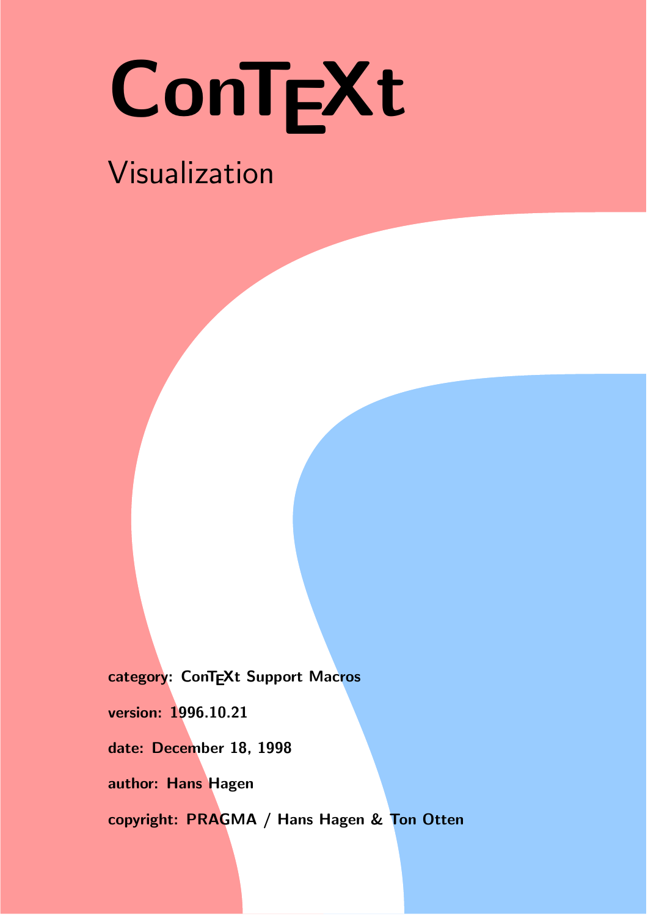# ConTEXt

## Visualization

**category: ConTEXt Support Macros**

**version: 1996.10.21**

**date: December 18, 1998**

**author: Hans Hagen**

**copyright: PRAGMA / Hans Hagen & Ton Otten**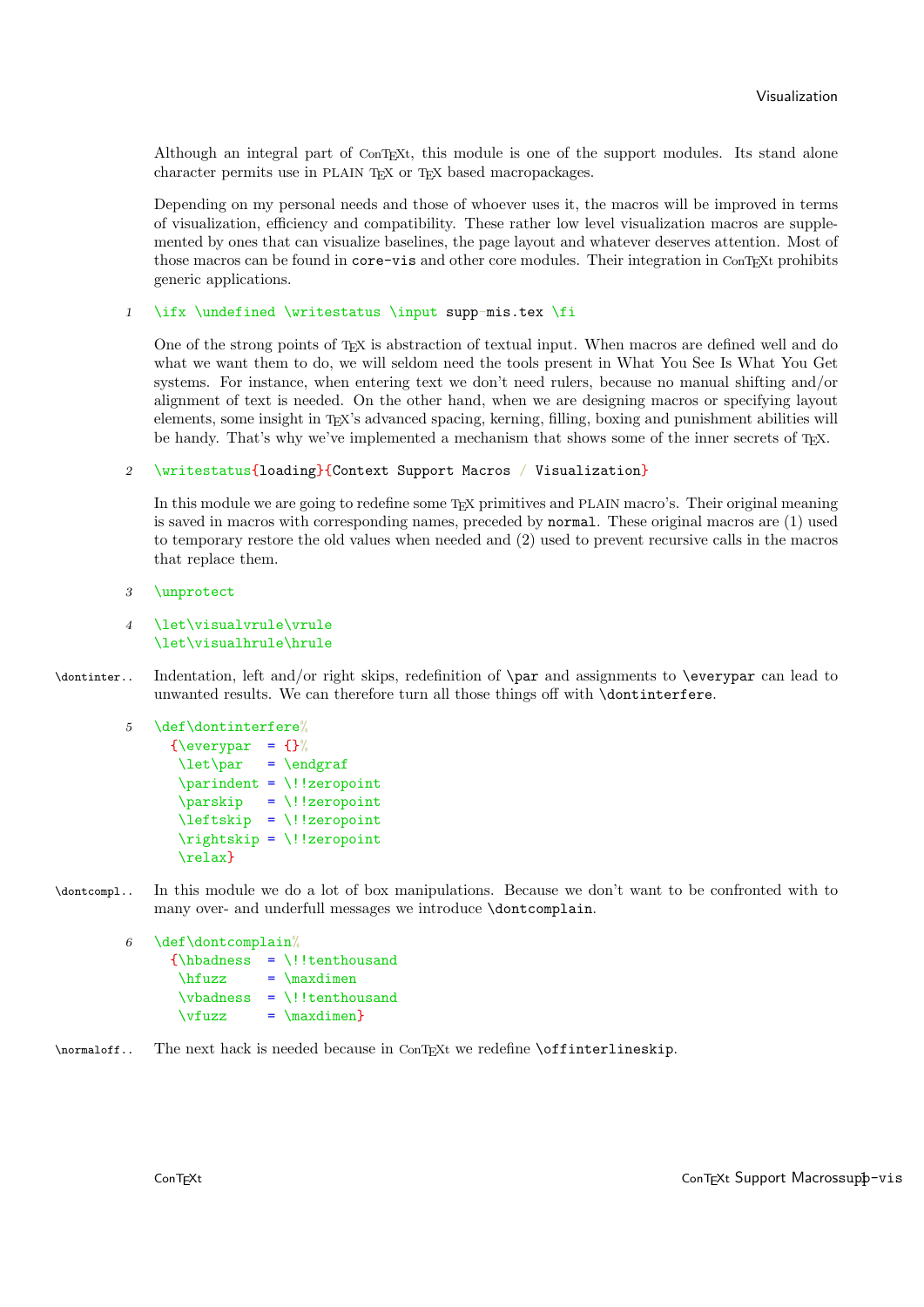Although an integral part of ConTEXt, this module is one of the support modules. Its stand alone character permits use in PLAIN TEX or TEX based macropackages.

Depending on my personal needs and those of whoever uses it, the macros will be improved in terms of visualization, efficiency and compatibility. These rather low level visualization macros are supplemented by ones that can visualize baselines, the page layout and whatever deserves attention. Most of those macros can be found in `core-vis` and other core modules. Their integration in ConTEXt prohibits generic applications.

```
1   \ifx \undefined \writestatus \input supp-mis.tex \fi
```

One of the strong points of TEX is abstraction of textual input. When macros are defined well and do what we want them to do, we will seldom need the tools present in What You See Is What You Get systems. For instance, when entering text we don't need rulers, because no manual shifting and/or alignment of text is needed. On the other hand, when we are designing macros or specifying layout elements, some insight in TEX's advanced spacing, kerning, filling, boxing and punishment abilities will be handy. That's why we've implemented a mechanism that shows some of the inner secrets of TEX.

```
2   \writestatus{loading}{Context Support Macros / Visualization}
```

In this module we are going to redefine some TEX primitives and PLAIN macro's. Their original meaning is saved in macros with corresponding names, preceded by `normal`. These original macros are (1) used to temporary restore the old values when needed and (2) used to prevent recursive calls in the macros that replace them.

```
3   \unprotect
```

```
4   \let\visualvrule\vrule
    \let\visualhrule\hrule
```

`\dontinter..` Indentation, left and/or right skips, redefinition of `\par` and assignments to `\everypar` can lead to unwanted results. We can therefore turn all those things off with `\dontinterfere`.

```
5   \def\dontinterfere%
      {\everypar  = {}%
       \let\par   = \endgraf
       \parindent = \!!zeropoint
       \parskip   = \!!zeropoint
       \leftskip  = \!!zeropoint
       \rightskip = \!!zeropoint
       \relax}
```

`\dontcompl..` In this module we do a lot of box manipulations. Because we don't want to be confronted with to many over- and underfull messages we introduce `\dontcomplain`.

```
6   \def\dontcomplain%
      {\hbadness  = \!!tenthousand
       \hfuzz     = \maxdimen
       \vbadness  = \!!tenthousand
       \vfuzz     = \maxdimen}
```

`\normaloff..` The next hack is needed because in ConTEXt we redefine `\offinterlineskip`.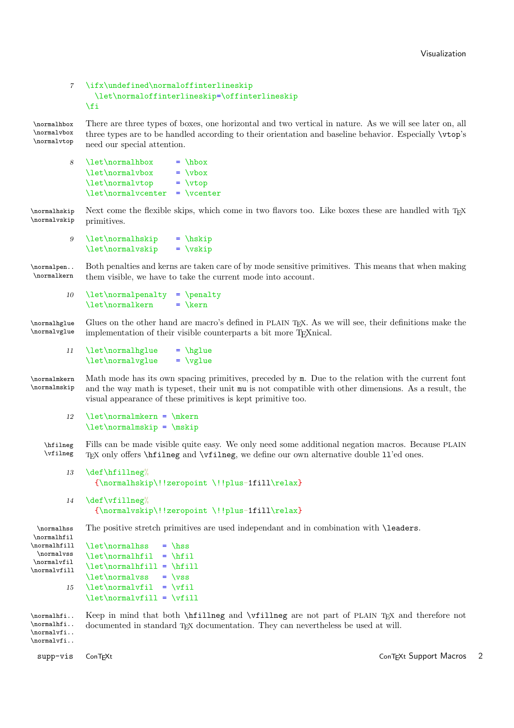```
7   \ifx\undefined\normaloffinterlineskip
      \let\normaloffinterlineskip=\offinterlineskip
    \fi
```

\normalhbox \normalvbox \normalvtop

There are three types of boxes, one horizontal and two vertical in nature. As we will see later on, all three types are to be handled according to their orientation and baseline behavior. Especially `\vtop`'s need our special attention.

```
8   \let\normalhbox      = \hbox
    \let\normalvbox      = \vbox
    \let\normalvtop      = \vtop
    \let\normalvcenter   = \vcenter
```

\normalhskip \normalvskip

Next come the flexible skips, which come in two flavors too. Like boxes these are handled with TeX primitives.

```
9   \let\normalhskip    = \hskip
    \let\normalvskip    = \vskip
```

\normalpen.. \normalkern

Both penalties and kerns are taken care of by mode sensitive primitives. This means that when making them visible, we have to take the current mode into account.

```
10  \let\normalpenalty  = \penalty
    \let\normalkern     = \kern
```

\normalhglue \normalvglue

Glues on the other hand are macro's defined in PLAIN TeX. As we will see, their definitions make the implementation of their visible counterparts a bit more TeXnical.

```
11  \let\normalhglue    = \hglue
    \let\normalvglue    = \vglue
```

\normalmkern \normalmskip

Math mode has its own spacing primitives, preceded by `m`. Due to the relation with the current font and the way math is typeset, their unit `mu` is not compatible with other dimensions. As a result, the visual appearance of these primitives is kept primitive too.

```
12  \let\normalmkern = \mkern
    \let\normalmskip = \mskip
```

\hfilneg \vfilneg

Fills can be made visible quite easy. We only need some additional negation macros. Because PLAIN TeX only offers `\hfilneg` and `\vfilneg`, we define our own alternative double `ll`'ed ones.

```
13  \def\hfillneg%
      {\normalhskip\!!zeropoint \!!plus-1fill\relax}

14  \def\vfillneg%
      {\normalvskip\!!zeropoint \!!plus-1fill\relax}
```

\normalhss \normalhfil \normalhfill \normalvss \normalvfil \normalvfill

The positive stretch primitives are used independant and in combination with `\leaders`.

```
15  \let\normalhss   = \hss
    \let\normalhfil  = \hfil
    \let\normalhfill = \hfill
    \let\normalvss   = \vss
    \let\normalvfil  = \vfil
    \let\normalvfill = \vfill
```

\normalhfi.. \normalhfi.. \normalvfi.. \normalvfi..

Keep in mind that both `\hfillneg` and `\vfillneg` are not part of PLAIN TeX and therefore not documented in standard TeX documentation. They can nevertheless be used at will.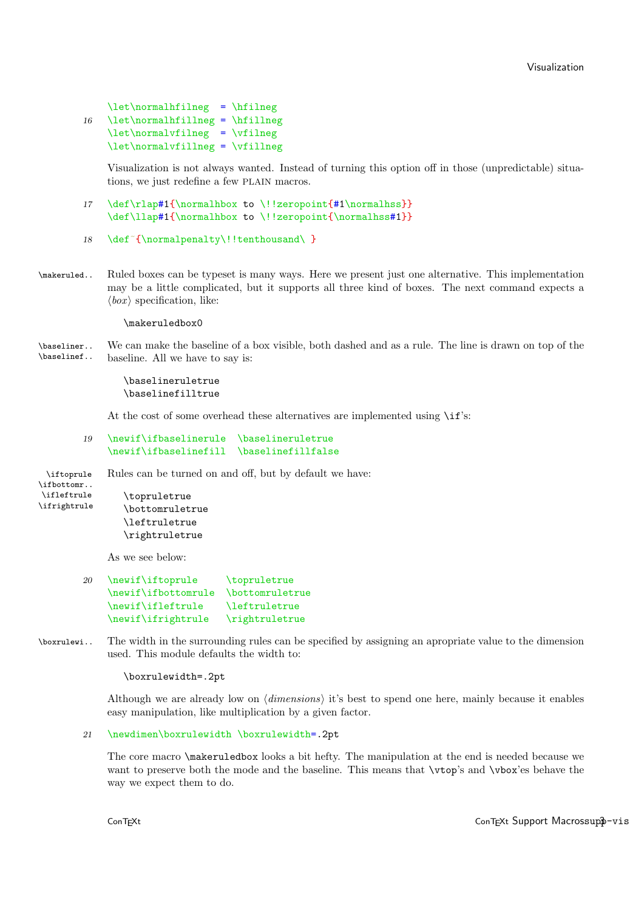```
\let\normalhfilneg  = \hfilneg
```

```
16 \let\normalhfillneg = \hfillneg
   \let\normalvfilneg  = \vfilneg
   \let\normalvfillneg = \vfillneg
```

Visualization is not always wanted. Instead of turning this option off in those (unpredictable) situations, we just redefine a few PLAIN macros.

```
17 \def\rlap#1{\normalhbox to \!!zeropoint{#1\normalhss}}
   \def\llap#1{\normalhbox to \!!zeropoint{\normalhss#1}}
```

```
18 \def~{\normalpenalty\!!tenthousand\ }
```

\makeruled.. Ruled boxes can be typeset is many ways. Here we present just one alternative. This implementation may be a little complicated, but it supports all three kind of boxes. The next command expects a ⟨*box*⟩ specification, like:

```
\makeruledbox0
```

\baseliner.. \baselinef.. We can make the baseline of a box visible, both dashed and as a rule. The line is drawn on top of the baseline. All we have to say is:

```
\baselineruletrue
\baselinefilltrue
```

At the cost of some overhead these alternatives are implemented using `\if`'s:

```
19 \newif\ifbaselinerule  \baselineruletrue
   \newif\ifbaselinefill  \baselinefillfalse
```

\iftoprule \ifbottomr.. \ifleftrule \ifrightrule Rules can be turned on and off, but by default we have:

```
\topruletrue
\bottomruletrue
\leftruletrue
\rightruletrue
```

As we see below:

```
20 \newif\iftoprule     \topruletrue
   \newif\ifbottomrule  \bottomruletrue
   \newif\ifleftrule    \leftruletrue
   \newif\ifrightrule   \rightruletrue
```

\boxrulewi.. The width in the surrounding rules can be specified by assigning an apropriate value to the dimension used. This module defaults the width to:

```
\boxrulewidth=.2pt
```

Although we are already low on ⟨*dimensions*⟩ it's best to spend one here, mainly because it enables easy manipulation, like multiplication by a given factor.

```
21 \newdimen\boxrulewidth \boxrulewidth=.2pt
```

The core macro `\makeruledbox` looks a bit hefty. The manipulation at the end is needed because we want to preserve both the mode and the baseline. This means that `\vtop`'s and `\vbox`'es behave the way we expect them to do.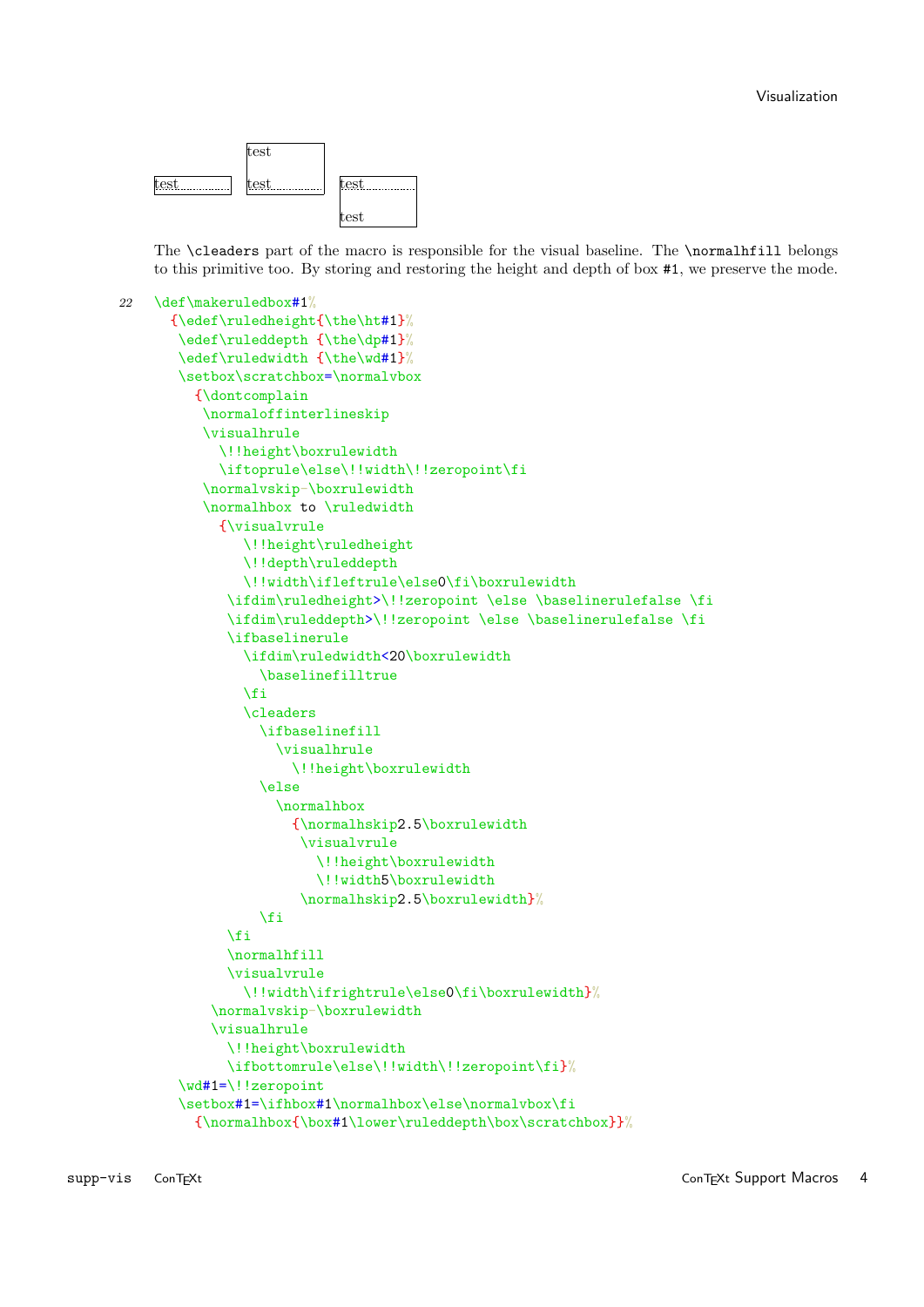test test test

test test test

The `\cleaders` part of the macro is responsible for the visual baseline. The `\normalhfill` belongs to this primitive too. By storing and restoring the height and depth of box `#1`, we preserve the mode.

```
22  \def\makeruledbox#1%
      {\edef\ruledheight{\the\ht#1}%
       \edef\ruleddepth {\the\dp#1}%
       \edef\ruledwidth {\the\wd#1}%
       \setbox\scratchbox=\normalvbox
         {\dontcomplain
          \normaloffinterlineskip
          \visualhrule
            \!!height\boxrulewidth
            \iftoprule\else\!!width\!!zeropoint\fi
          \normalvskip-\boxrulewidth
          \normalhbox to \ruledwidth
            {\visualvrule
               \!!height\ruledheight
               \!!depth\ruleddepth
               \!!width\ifleftrule\else0\fi\boxrulewidth
             \ifdim\ruledheight>\!!zeropoint \else \baselinerulefalse \fi
             \ifdim\ruleddepth>\!!zeropoint \else \baselinerulefalse \fi
             \ifbaselinerule
               \ifdim\ruledwidth<20\boxrulewidth
                 \baselinefilltrue
               \fi
               \cleaders
                 \ifbaselinefill
                   \visualhrule
                     \!!height\boxrulewidth
                 \else
                   \normalhbox
                     {\normalhskip2.5\boxrulewidth
                      \visualvrule
                        \!!height\boxrulewidth
                        \!!width5\boxrulewidth
                      \normalhskip2.5\boxrulewidth}%
                 \fi
             \fi
             \normalhfill
             \visualvrule
               \!!width\ifrightrule\else0\fi\boxrulewidth}%
           \normalvskip-\boxrulewidth
           \visualhrule
             \!!height\boxrulewidth
             \ifbottomrule\else\!!width\!!zeropoint\fi}%
       \wd#1=\!!zeropoint
       \setbox#1=\ifhbox#1\normalhbox\else\normalvbox\fi
         {\normalhbox{\box#1\lower\ruleddepth\box\scratchbox}}%
```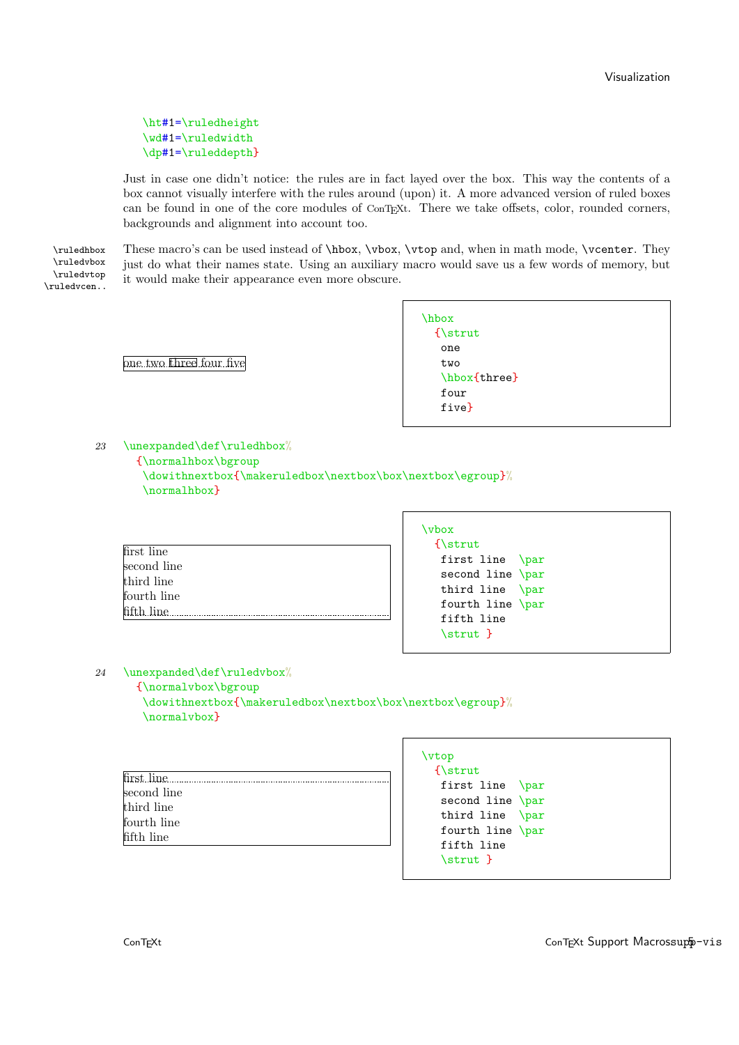```
\ht#1=\ruledheight
\wd#1=\ruledwidth
\dp#1=\ruleddepth}
```

Just in case one didn't notice: the rules are in fact layed over the box. This way the contents of a box cannot visually interfere with the rules around (upon) it. A more advanced version of ruled boxes can be found in one of the core modules of ConTEXt. There we take offsets, color, rounded corners, backgrounds and alignment into account too.

\ruledhbox
\ruledvbox
\ruledvtop
\ruledvcen..

These macro's can be used instead of \hbox, \vbox, \vtop and, when in math mode, \vcenter. They just do what their names state. Using an auxiliary macro would save us a few words of memory, but it would make their appearance even more obscure.

one two three four five

```
\hbox
  {\strut
   one
   two
   \hbox{three}
   four
   five}
```

```
23  \unexpanded\def\ruledhbox%
      {\normalhbox\bgroup
       \dowithnextbox{\makeruledbox\nextbox\box\nextbox\egroup}%
       \normalhbox}
```

first line
second line
third line
fourth line
fifth line

```
\vbox
  {\strut
   first line  \par
   second line \par
   third line  \par
   fourth line \par
   fifth line
   \strut }
```

```
24  \unexpanded\def\ruledvbox%
      {\normalvbox\bgroup
       \dowithnextbox{\makeruledbox\nextbox\box\nextbox\egroup}%
       \normalvbox}
```

first line
second line
third line
fourth line
fifth line

```
\vtop
  {\strut
   first line  \par
   second line \par
   third line  \par
   fourth line \par
   fifth line
   \strut }
```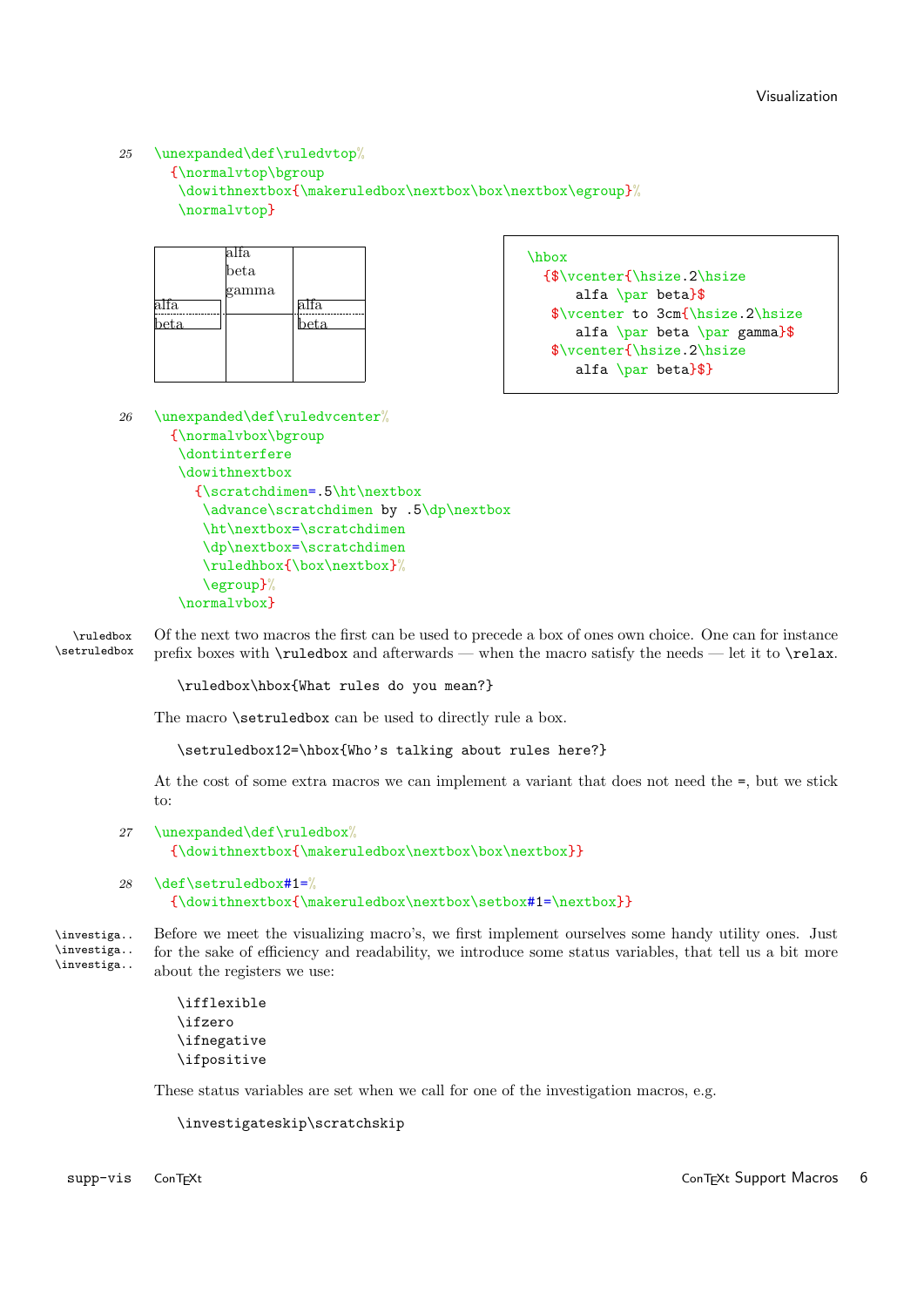```
25 \unexpanded\def\ruledvtop%
     {\normalvtop\bgroup
      \dowithnextbox{\makeruledbox\nextbox\box\nextbox\egroup}%
      \normalvtop}
```

| | | |
|---|---|---|
| alfa beta | alfa beta gamma | alfa beta |

```
\hbox
  {$\vcenter{\hsize.2\hsize
     alfa \par beta}$
   $\vcenter to 3cm{\hsize.2\hsize
     alfa \par beta \par gamma}$
   $\vcenter{\hsize.2\hsize
     alfa \par beta}$}
```

```
26 \unexpanded\def\ruledvcenter%
     {\normalvbox\bgroup
      \dontinterfere
      \dowithnextbox
        {\scratchdimen=.5\ht\nextbox
         \advance\scratchdimen by .5\dp\nextbox
         \ht\nextbox=\scratchdimen
         \dp\nextbox=\scratchdimen
         \ruledhbox{\box\nextbox}%
         \egroup}%
      \normalvbox}
```

\ruledbox
\setruledbox

Of the next two macros the first can be used to precede a box of ones own choice. One can for instance prefix boxes with `\ruledbox` and afterwards — when the macro satisfy the needs — let it to `\relax`.

```
\ruledbox\hbox{What rules do you mean?}
```

The macro `\setruledbox` can be used to directly rule a box.

```
\setruledbox12=\hbox{Who's talking about rules here?}
```

At the cost of some extra macros we can implement a variant that does not need the `=`, but we stick to:

```
27 \unexpanded\def\ruledbox%
     {\dowithnextbox{\makeruledbox\nextbox\box\nextbox}}
```

```
28 \def\setruledbox#1=%
     {\dowithnextbox{\makeruledbox\nextbox\setbox#1=\nextbox}}
```

\investiga..
\investiga..
\investiga..

Before we meet the visualizing macro's, we first implement ourselves some handy utility ones. Just for the sake of efficiency and readability, we introduce some status variables, that tell us a bit more about the registers we use:

```
\ifflexible
\ifzero
\ifnegative
\ifpositive
```

These status variables are set when we call for one of the investigation macros, e.g.

```
\investigateskip\scratchskip
```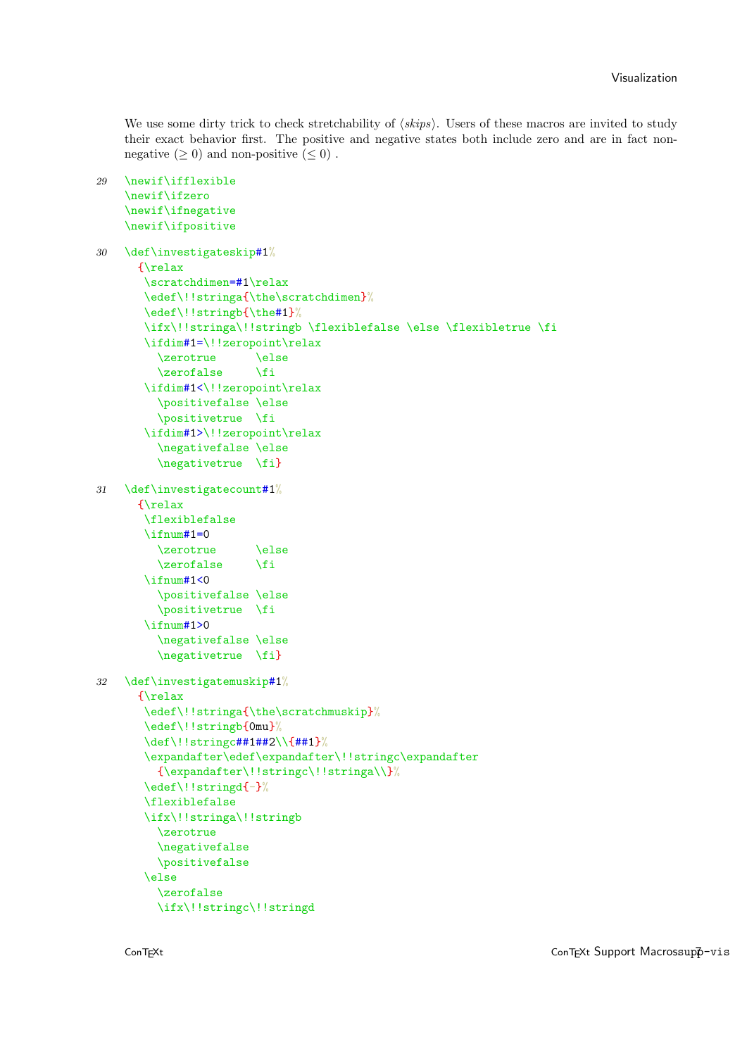We use some dirty trick to check stretchability of ⟨*skips*⟩. Users of these macros are invited to study their exact behavior first. The positive and negative states both include zero and are in fact non-negative ($\geq 0$) and non-positive ($\leq 0$) .

29
```
\newif\ifflexible
\newif\ifzero
\newif\ifnegative
\newif\ifpositive
```

30
```
\def\investigateskip#1%
  {\relax
   \scratchdimen=#1\relax
   \edef\!!stringa{\the\scratchdimen}%
   \edef\!!stringb{\the#1}%
   \ifx\!!stringa\!!stringb \flexiblefalse \else \flexibletrue \fi
   \ifdim#1=\!!zeropoint\relax
     \zerotrue      \else
     \zerofalse     \fi
   \ifdim#1<\!!zeropoint\relax
     \positivefalse \else
     \positivetrue  \fi
   \ifdim#1>\!!zeropoint\relax
     \negativefalse \else
     \negativetrue  \fi}
```

31
```
\def\investigatecount#1%
  {\relax
   \flexiblefalse
   \ifnum#1=0
     \zerotrue      \else
     \zerofalse     \fi
   \ifnum#1<0
     \positivefalse \else
     \positivetrue  \fi
   \ifnum#1>0
     \negativefalse \else
     \negativetrue  \fi}
```

32
```
\def\investigatemuskip#1%
  {\relax
   \edef\!!stringa{\the\scratchmuskip}%
   \edef\!!stringb{0mu}%
   \def\!!stringc##1##2\\{##1}%
   \expandafter\edef\expandafter\!!stringc\expandafter
     {\expandafter\!!stringc\!!stringa\\}%
   \edef\!!stringd{-}%
   \flexiblefalse
   \ifx\!!stringa\!!stringb
     \zerotrue
     \negativefalse
     \positivefalse
   \else
     \zerofalse
     \ifx\!!stringc\!!stringd
```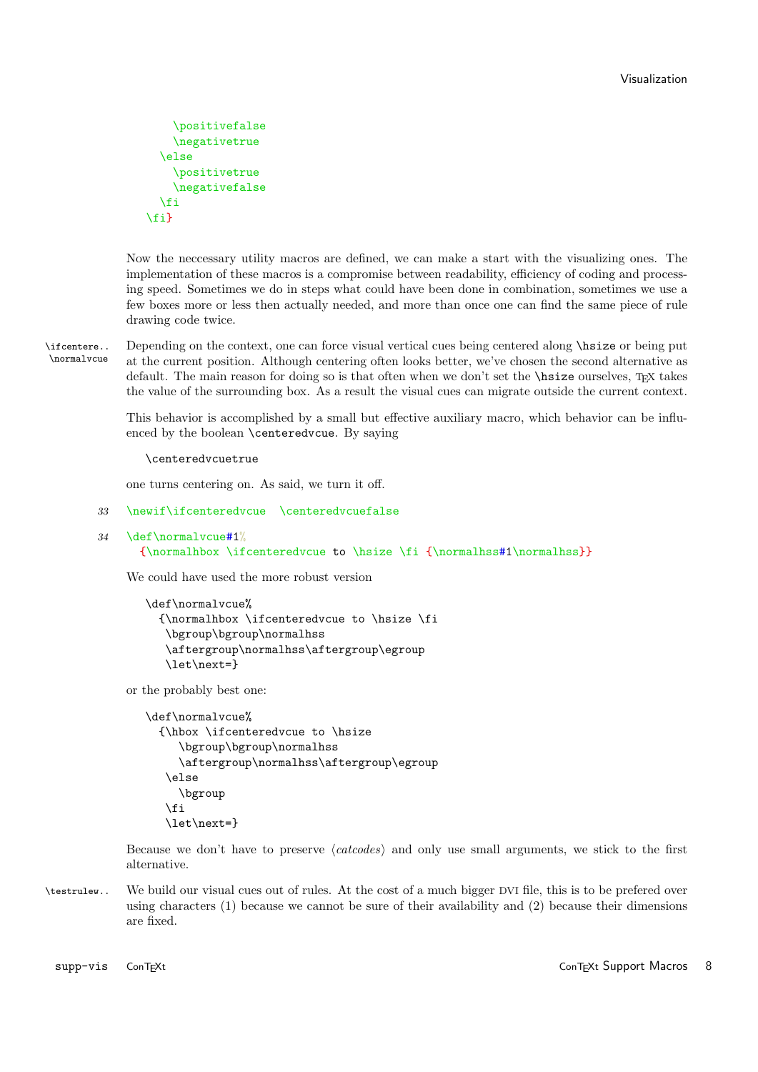```
      \positivefalse
      \negativetrue
    \else
      \positivetrue
      \negativefalse
    \fi
  \fi}
```

Now the neccessary utility macros are defined, we can make a start with the visualizing ones. The implementation of these macros is a compromise between readability, efficiency of coding and processing speed. Sometimes we do in steps what could have been done in combination, sometimes we use a few boxes more or less then actually needed, and more than once one can find the same piece of rule drawing code twice.

`\ifcentere..` `\normalvcue` Depending on the context, one can force visual vertical cues being centered along `\hsize` or being put at the current position. Although centering often looks better, we've chosen the second alternative as default. The main reason for doing so is that often when we don't set the `\hsize` ourselves, TEX takes the value of the surrounding box. As a result the visual cues can migrate outside the current context.

This behavior is accomplished by a small but effective auxiliary macro, which behavior can be influenced by the boolean `\centeredvcue`. By saying

```
\centeredvcuetrue
```

one turns centering on. As said, we turn it off.

```
33 \newif\ifcenteredvcue  \centeredvcuefalse
```

```
34 \def\normalvcue#1%
     {\normalhbox \ifcenteredvcue to \hsize \fi {\normalhss#1\normalhss}}
```

We could have used the more robust version

```
\def\normalvcue%
  {\normalhbox \ifcenteredvcue to \hsize \fi
   \bgroup\bgroup\normalhss
   \aftergroup\normalhss\aftergroup\egroup
   \let\next=}
```

or the probably best one:

```
\def\normalvcue%
  {\hbox \ifcenteredvcue to \hsize
     \bgroup\bgroup\normalhss
     \aftergroup\normalhss\aftergroup\egroup
   \else
     \bgroup
   \fi
   \let\next=}
```

Because we don't have to preserve ⟨*catcodes*⟩ and only use small arguments, we stick to the first alternative.

`\testrulew..` We build our visual cues out of rules. At the cost of a much bigger DVI file, this is to be prefered over using characters (1) because we cannot be sure of their availability and (2) because their dimensions are fixed.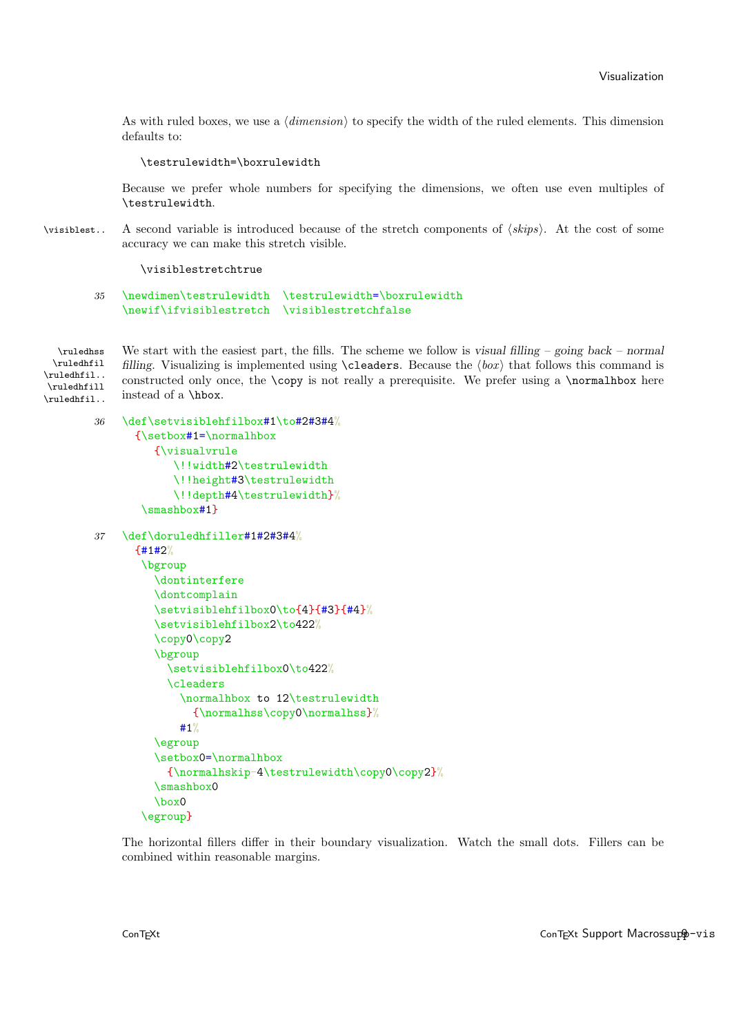As with ruled boxes, we use a ⟨*dimension*⟩ to specify the width of the ruled elements. This dimension defaults to:

```
\testrulewidth=\boxrulewidth
```

Because we prefer whole numbers for specifying the dimensions, we often use even multiples of `\testrulewidth`.

`\visiblest..` A second variable is introduced because of the stretch components of ⟨*skips*⟩. At the cost of some accuracy we can make this stretch visible.

```
\visiblestretchtrue
```

```
35 \newdimen\testrulewidth  \testrulewidth=\boxrulewidth
   \newif\ifvisiblestretch  \visiblestretchfalse
```

`\ruledhss` `\ruledhfil` `\ruledhfil..` `\ruledhfill` `\ruledhfil..` We start with the easiest part, the fills. The scheme we follow is *visual filling – going back – normal filling*. Visualizing is implemented using `\cleaders`. Because the ⟨*box*⟩ that follows this command is constructed only once, the `\copy` is not really a prerequisite. We prefer using a `\normalhbox` here instead of a `\hbox`.

```
36 \def\setvisiblehfilbox#1\to#2#3#4%
     {\setbox#1=\normalhbox
        {\visualvrule
           \!!width#2\testrulewidth
           \!!height#3\testrulewidth
           \!!depth#4\testrulewidth}%
      \smashbox#1}

37 \def\doruledhfiller#1#2#3#4%
     {#1#2%
      \bgroup
        \dontinterfere
        \dontcomplain
        \setvisiblehfilbox0\to{4}{#3}{#4}%
        \setvisiblehfilbox2\to422%
        \copy0\copy2
        \bgroup
          \setvisiblehfilbox0\to422%
          \cleaders
            \normalhbox to 12\testrulewidth
              {\normalhss\copy0\normalhss}%
            #1%
        \egroup
        \setbox0=\normalhbox
          {\normalhskip-4\testrulewidth\copy0\copy2}%
        \smashbox0
        \box0
      \egroup}
```

The horizontal fillers differ in their boundary visualization. Watch the small dots. Fillers can be combined within reasonable margins.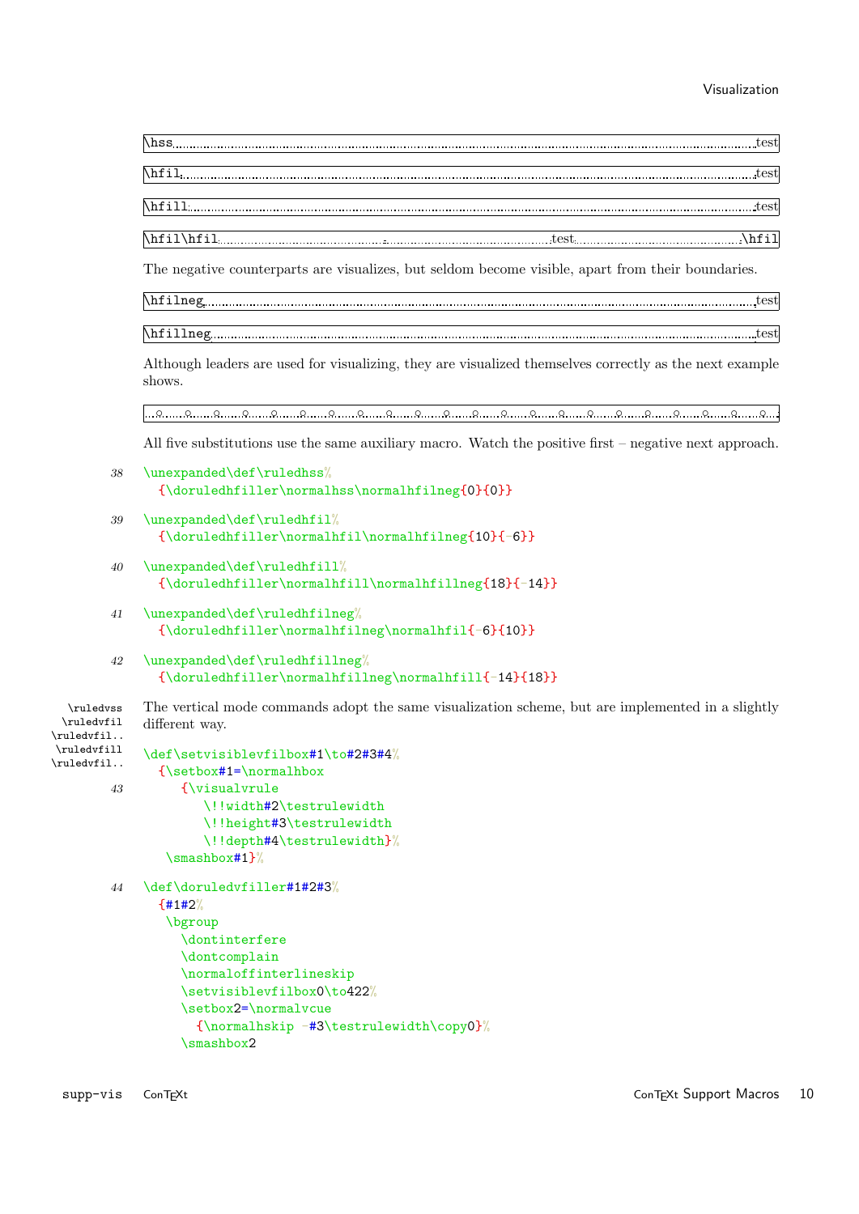\hss test

\hfil test

\hfill test

\hfil\hfil test \hfil

The negative counterparts are visualizes, but seldom become visible, apart from their boundaries.

\hfilneg test

\hfillneg test

Although leaders are used for visualizing, they are visualized themselves correctly as the next example shows.

All five substitutions use the same auxiliary macro. Watch the positive first – negative next approach.

```
38  \unexpanded\def\ruledhss%
      {\doruledhfiller\normalhss\normalhfilneg{0}{0}}

39  \unexpanded\def\ruledhfil%
      {\doruledhfiller\normalhfil\normalhfilneg{10}{-6}}

40  \unexpanded\def\ruledhfill%
      {\doruledhfiller\normalhfill\normalhfillneg{18}{-14}}

41  \unexpanded\def\ruledhfilneg%
      {\doruledhfiller\normalhfilneg\normalhfil{-6}{10}}

42  \unexpanded\def\ruledhfillneg%
      {\doruledhfiller\normalhfillneg\normalhfill{-14}{18}}
```

\ruledvss \ruledvfil \ruledvfil.. \ruledvfill \ruledvfil..

The vertical mode commands adopt the same visualization scheme, but are implemented in a slightly different way.

```
43  \def\setvisiblevfilbox#1\to#2#3#4%
      {\setbox#1=\normalhbox
         {\visualvrule
            \!!width#2\testrulewidth
            \!!height#3\testrulewidth
            \!!depth#4\testrulewidth}%
       \smashbox#1}%

44  \def\doruledvfiller#1#2#3%
      {#1#2%
       \bgroup
         \dontinterfere
         \dontcomplain
         \normaloffinterlineskip
         \setvisiblevfilbox0\to422%
         \setbox2=\normalvcue
           {\normalhskip -#3\testrulewidth\copy0}%
         \smashbox2
```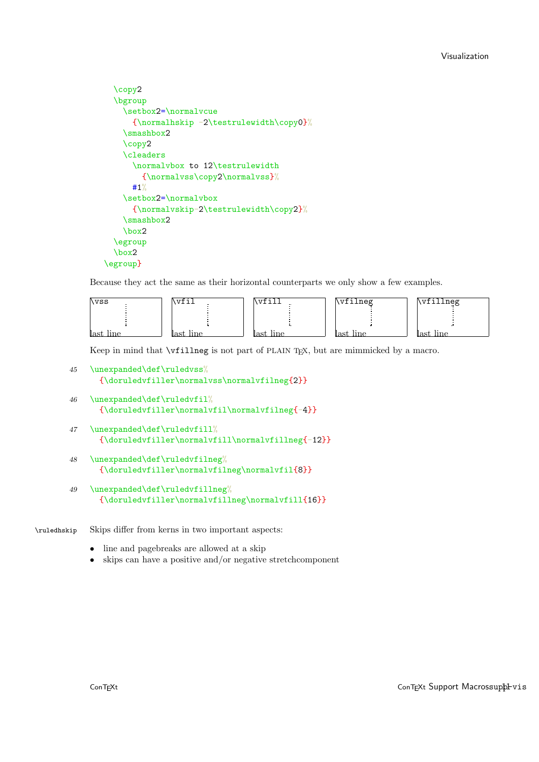```
    \copy2
    \bgroup
      \setbox2=\normalvcue
        {\normalhskip -2\testrulewidth\copy0}%
      \smashbox2
      \copy2
      \cleaders
        \normalvbox to 12\testrulewidth
          {\normalvss\copy2\normalvss}%
        #1%
      \setbox2=\normalvbox
        {\normalvskip-2\testrulewidth\copy2}%
      \smashbox2
      \box2
    \egroup
    \box2
  \egroup}
```

Because they act the same as their horizontal counterparts we only show a few examples.

| \vss | \vfil | \vfill | \vfilneg | \vfillneg |
|---|---|---|---|---|
| last line | last line | last line | last line | last line |

Keep in mind that `\vfillneg` is not part of PLAIN TEX, but are mimmicked by a macro.

```
45  \unexpanded\def\ruledvss%
      {\doruledvfiller\normalvss\normalvfilneg{2}}

46  \unexpanded\def\ruledvfil%
      {\doruledvfiller\normalvfil\normalvfilneg{-4}}

47  \unexpanded\def\ruledvfill%
      {\doruledvfiller\normalvfill\normalvfillneg{-12}}

48  \unexpanded\def\ruledvfilneg%
      {\doruledvfiller\normalvfilneg\normalvfil{8}}

49  \unexpanded\def\ruledvfillneg%
      {\doruledvfiller\normalvfillneg\normalvfill{16}}
```

`\ruledhskip` Skips differ from kerns in two important aspects:

- line and pagebreaks are allowed at a skip
- skips can have a positive and/or negative stretchcomponent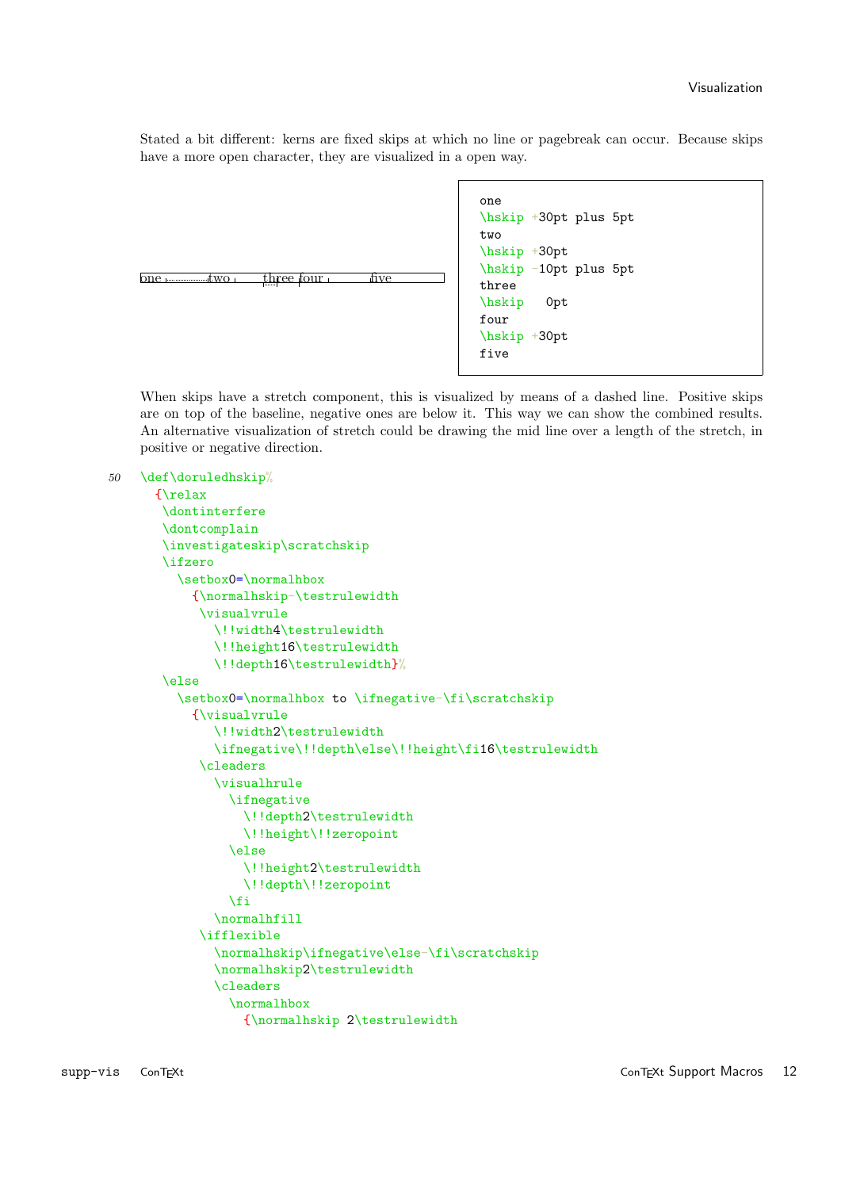Stated a bit different: kerns are fixed skips at which no line or pagebreak can occur. Because skips have a more open character, they are visualized in a open way.

one two three four five

```
one
\hskip +30pt plus 5pt
two
\hskip +30pt
\hskip -10pt plus 5pt
three
\hskip   0pt
four
\hskip +30pt
five
```

When skips have a stretch component, this is visualized by means of a dashed line. Positive skips are on top of the baseline, negative ones are below it. This way we can show the combined results. An alternative visualization of stretch could be drawing the mid line over a length of the stretch, in positive or negative direction.

```
50 \def\doruledhskip%
     {\relax
      \dontinterfere
      \dontcomplain
      \investigateskip\scratchskip
      \ifzero
        \setbox0=\normalhbox
          {\normalhskip-\testrulewidth
           \visualvrule
             \!!width4\testrulewidth
             \!!height16\testrulewidth
             \!!depth16\testrulewidth}%
      \else
        \setbox0=\normalhbox to \ifnegative-\fi\scratchskip
          {\visualvrule
             \!!width2\testrulewidth
             \ifnegative\!!depth\else\!!height\fi16\testrulewidth
           \cleaders
             \visualhrule
               \ifnegative
                 \!!depth2\testrulewidth
                 \!!height\!!zeropoint
               \else
                 \!!height2\testrulewidth
                 \!!depth\!!zeropoint
               \fi
             \normalhfill
           \ifflexible
             \normalhskip\ifnegative\else-\fi\scratchskip
             \normalhskip2\testrulewidth
             \cleaders
               \normalhbox
                 {\normalhskip 2\testrulewidth
```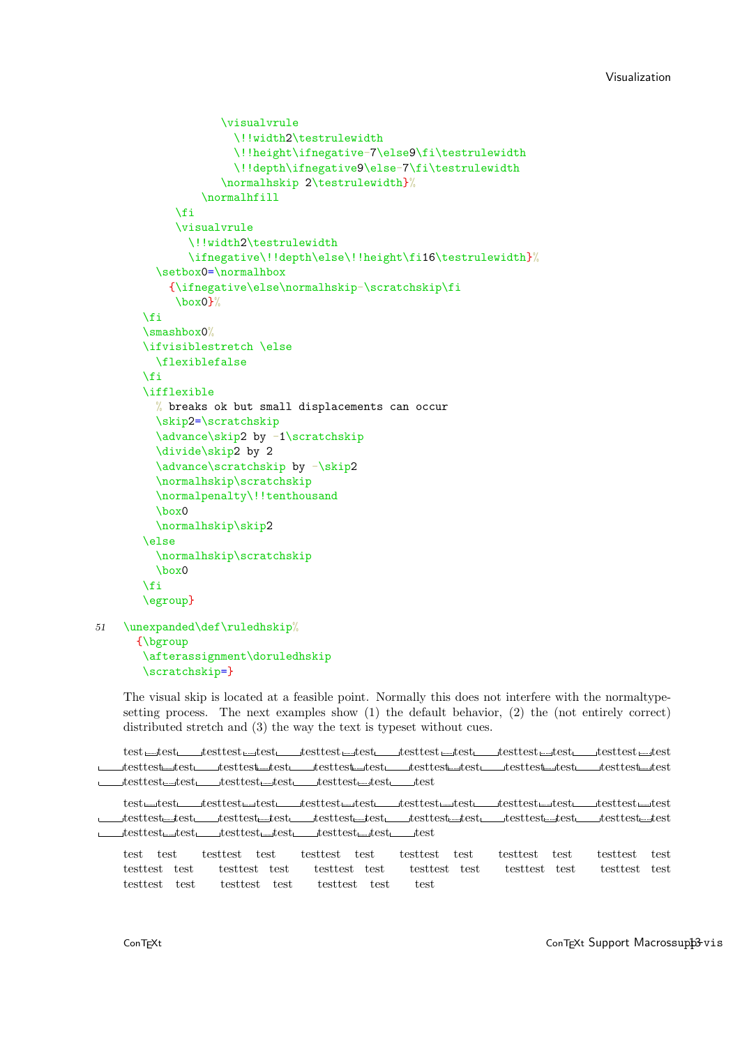```
              \visualvrule
                \!!width2\testrulewidth
                \!!height\ifnegative-7\else9\fi\testrulewidth
                \!!depth\ifnegative9\else-7\fi\testrulewidth
              \normalhskip 2\testrulewidth}%
            \normalhfill
        \fi
        \visualvrule
          \!!width2\testrulewidth
          \ifnegative\!!depth\else\!!height\fi16\testrulewidth}%
      \setbox0=\normalhbox
        {\ifnegative\else\normalhskip-\scratchskip\fi
         \box0}%
    \fi
    \smashbox0%
    \ifvisiblestretch \else
      \flexiblefalse
    \fi
    \ifflexible
      % breaks ok but small displacements can occur
      \skip2=\scratchskip
      \advance\skip2 by -1\scratchskip
      \divide\skip2 by 2
      \advance\scratchskip by -\skip2
      \normalhskip\scratchskip
      \normalpenalty\!!tenthousand
      \box0
      \normalhskip\skip2
    \else
      \normalhskip\scratchskip
      \box0
    \fi
    \egroup}
```

51
```
\unexpanded\def\ruledhskip%
  {\bgroup
   \afterassignment\doruledhskip
   \scratchskip=}
```

The visual skip is located at a feasible point. Normally this does not interfere with the normaltypesetting process. The next examples show (1) the default behavior, (2) the (not entirely correct) distributed stretch and (3) the way the text is typeset without cues.

test test testtest test testtest test testtest test testtest test testtest test testtest test testtest test testtest test testtest test testtest test testtest test testtest test testtest test testtest test test

test test testtest test testtest test testtest test testtest test testtest test testtest test testtest test testtest test testtest test testtest test testtest test testtest test testtest test testtest test test

test test testtest test testtest test testtest test testtest test testtest test testtest test testtest test testtest test testtest test testtest test testtest test testtest test testtest test testtest test test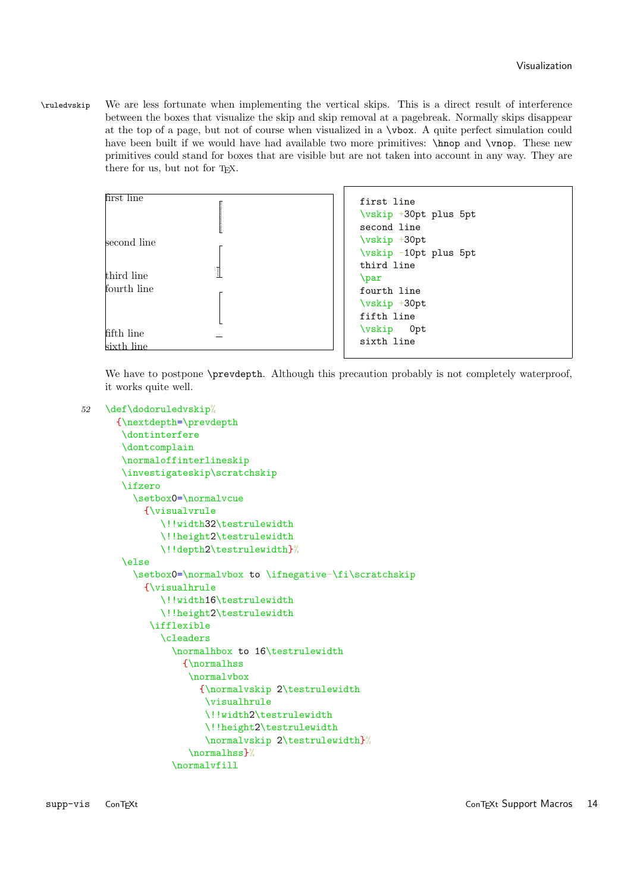`\ruledvskip` We are less fortunate when implementing the vertical skips. This is a direct result of interference between the boxes that visualize the skip and skip removal at a pagebreak. Normally skips disappear at the top of a page, but not of course when visualized in a `\vbox`. A quite perfect simulation could have been built if we would have had available two more primitives: `\hnop` and `\vnop`. These new primitives could stand for boxes that are visible but are not taken into account in any way. They are there for us, but not for TEX.

first line

second line

third line
fourth line

fifth line
sixth line

```
first line
\vskip +30pt plus 5pt
second line
\vskip +30pt
\vskip -10pt plus 5pt
third line
\par
fourth line
\vskip +30pt
fifth line
\vskip   0pt
sixth line
```

We have to postpone `\prevdepth`. Although this precaution probably is not completely waterproof, it works quite well.

```
52  \def\dodoruledvskip%
      {\nextdepth=\prevdepth
       \dontinterfere
       \dontcomplain
       \normaloffinterlineskip
       \investigateskip\scratchskip
       \ifzero
         \setbox0=\normalvcue
           {\visualvrule
              \!!width32\testrulewidth
              \!!height2\testrulewidth
              \!!depth2\testrulewidth}%
       \else
         \setbox0=\normalvbox to \ifnegative-\fi\scratchskip
           {\visualhrule
              \!!width16\testrulewidth
              \!!height2\testrulewidth
            \ifflexible
              \cleaders
                \normalhbox to 16\testrulewidth
                  {\normalhss
                   \normalvbox
                     {\normalvskip 2\testrulewidth
                      \visualhrule
                      \!!width2\testrulewidth
                      \!!height2\testrulewidth
                      \normalvskip 2\testrulewidth}%
                   \normalhss}%
                \normalvfill
```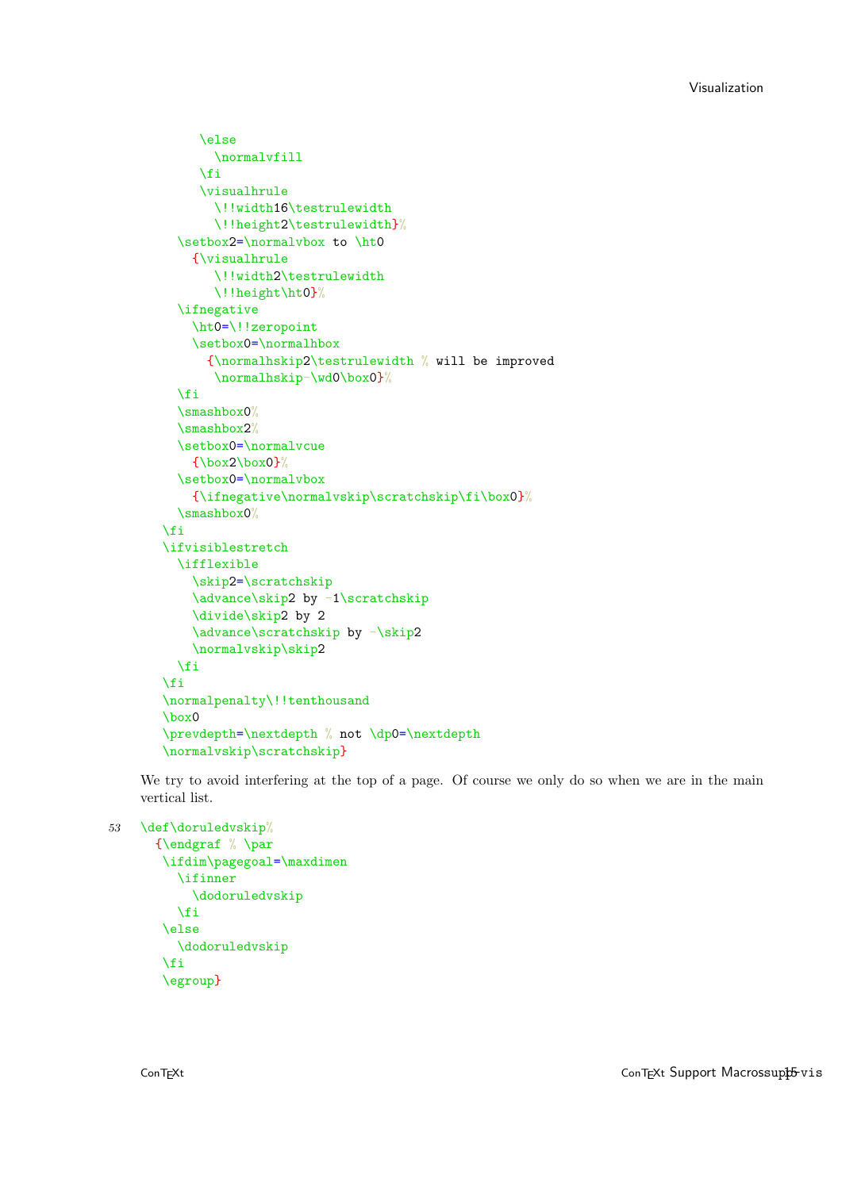```
        \else
          \normalvfill
        \fi
        \visualhrule
          \!!width16\testrulewidth
          \!!height2\testrulewidth}%
      \setbox2=\normalvbox to \ht0
        {\visualhrule
          \!!width2\testrulewidth
          \!!height\ht0}%
      \ifnegative
        \ht0=\!!zeropoint
        \setbox0=\normalhbox
          {\normalhskip2\testrulewidth % will be improved
           \normalhskip-\wd0\box0}%
      \fi
      \smashbox0%
      \smashbox2%
      \setbox0=\normalvcue
        {\box2\box0}%
      \setbox0=\normalvbox
        {\ifnegative\normalvskip\scratchskip\fi\box0}%
      \smashbox0%
    \fi
    \ifvisiblestretch
      \ifflexible
        \skip2=\scratchskip
        \advance\skip2 by -1\scratchskip
        \divide\skip2 by 2
        \advance\scratchskip by -\skip2
        \normalvskip\skip2
      \fi
    \fi
    \normalpenalty\!!tenthousand
    \box0
    \prevdepth=\nextdepth % not \dp0=\nextdepth
    \normalvskip\scratchskip}
```

We try to avoid interfering at the top of a page. Of course we only do so when we are in the main vertical list.

```
53  \def\doruledvskip%
      {\endgraf % \par
       \ifdim\pagegoal=\maxdimen
         \ifinner
           \dodoruledvskip
         \fi
       \else
         \dodoruledvskip
       \fi
       \egroup}
```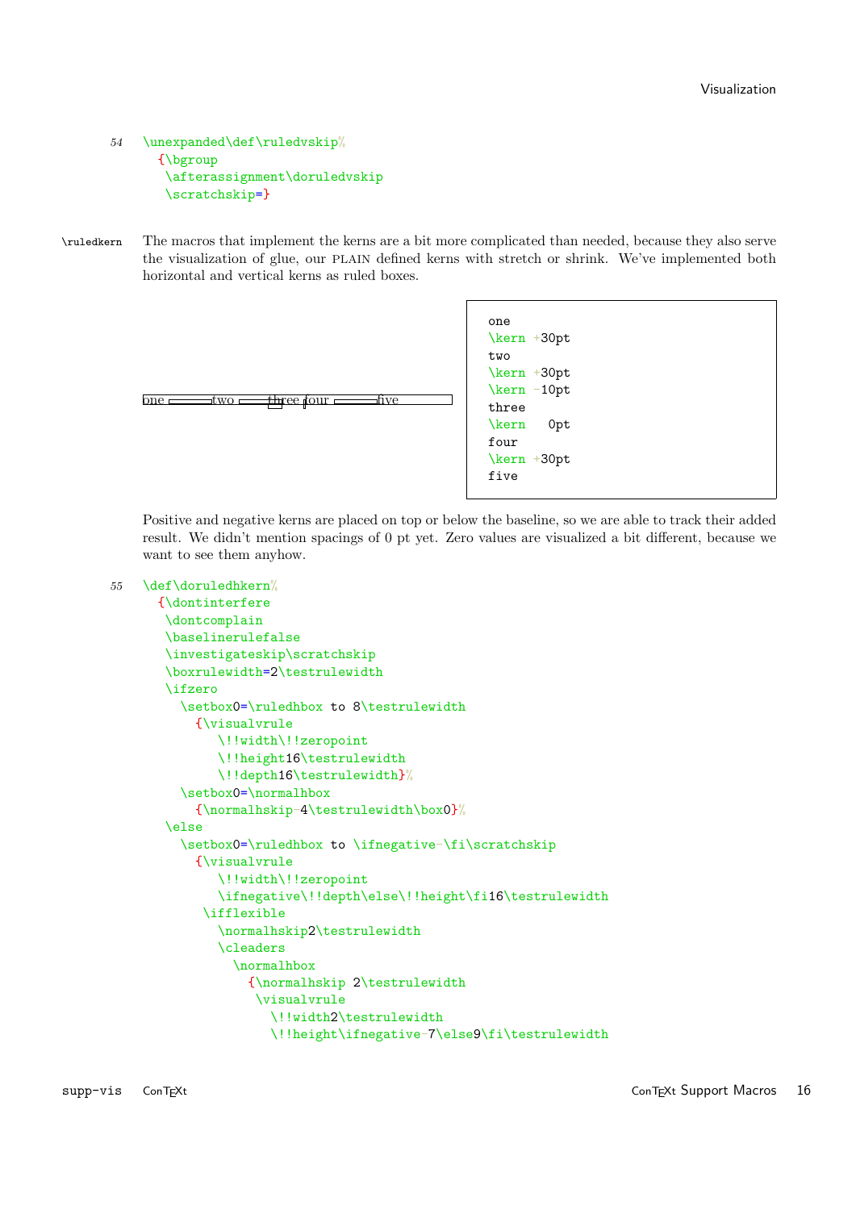```
54  \unexpanded\def\ruledvskip%
      {\bgroup
       \afterassignment\doruledvskip
       \scratchskip=}
```

`\ruledkern` The macros that implement the kerns are a bit more complicated than needed, because they also serve the visualization of glue, our PLAIN defined kerns with stretch or shrink. We've implemented both horizontal and vertical kerns as ruled boxes.

one two three four five

```
one
\kern +30pt
two
\kern +30pt
\kern -10pt
three
\kern   0pt
four
\kern +30pt
five
```

Positive and negative kerns are placed on top or below the baseline, so we are able to track their added result. We didn't mention spacings of 0 pt yet. Zero values are visualized a bit different, because we want to see them anyhow.

```
55  \def\doruledhkern%
      {\dontinterfere
       \dontcomplain
       \baselinerulefalse
       \investigateskip\scratchskip
       \boxrulewidth=2\testrulewidth
       \ifzero
         \setbox0=\ruledhbox to 8\testrulewidth
           {\visualvrule
              \!!width\!!zeropoint
              \!!height16\testrulewidth
              \!!depth16\testrulewidth}%
         \setbox0=\normalhbox
           {\normalhskip-4\testrulewidth\box0}%
       \else
         \setbox0=\ruledhbox to \ifnegative-\fi\scratchskip
           {\visualvrule
              \!!width\!!zeropoint
              \ifnegative\!!depth\else\!!height\fi16\testrulewidth
            \ifflexible
              \normalhskip2\testrulewidth
              \cleaders
                \normalhbox
                  {\normalhskip 2\testrulewidth
                   \visualvrule
                     \!!width2\testrulewidth
                     \!!height\ifnegative-7\else9\fi\testrulewidth
```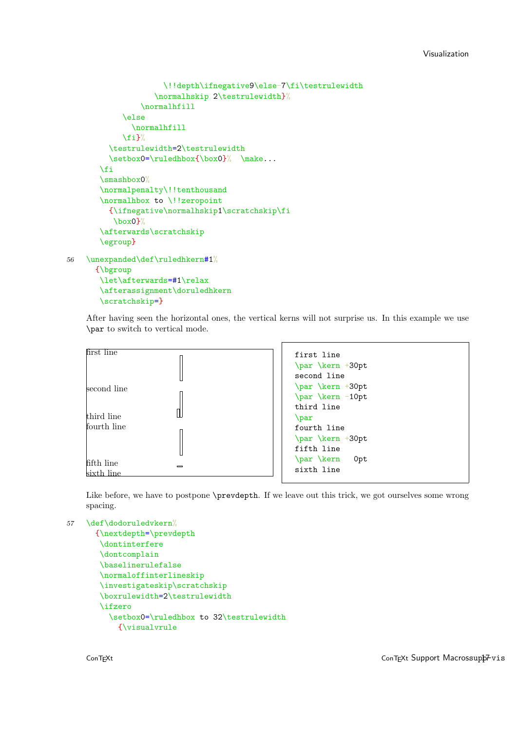```
                \!!depth\ifnegative9\else-7\fi\testrulewidth
              \normalhskip 2\testrulewidth}%
           \normalhfill
        \else
          \normalhfill
        \fi}%
     \testrulewidth=2\testrulewidth
     \setbox0=\ruledhbox{\box0}%  \make...
   \fi
   \smashbox0%
   \normalpenalty\!!tenthousand
   \normalhbox to \!!zeropoint
     {\ifnegative\normalhskip1\scratchskip\fi
      \box0}%
   \afterwards\scratchskip
   \egroup}
```

56
```
\unexpanded\def\ruledhkern#1%
  {\bgroup
   \let\afterwards=#1\relax
   \afterassignment\doruledhkern
   \scratchskip=}
```

After having seen the horizontal ones, the vertical kerns will not surprise us. In this example we use `\par` to switch to vertical mode.

first line

second line

third line
fourth line

fifth line
sixth line

```
first line
\par \kern +30pt
second line
\par \kern +30pt
\par \kern -10pt
third line
\par
fourth line
\par \kern +30pt
fifth line
\par \kern   0pt
sixth line
```

Like before, we have to postpone `\prevdepth`. If we leave out this trick, we got ourselves some wrong spacing.

57
```
\def\dodoruledvkern%
  {\nextdepth=\prevdepth
   \dontinterfere
   \dontcomplain
   \baselinerulefalse
   \normaloffinterlineskip
   \investigateskip\scratchskip
   \boxrulewidth=2\testrulewidth
   \ifzero
     \setbox0=\ruledhbox to 32\testrulewidth
       {\visualvrule
```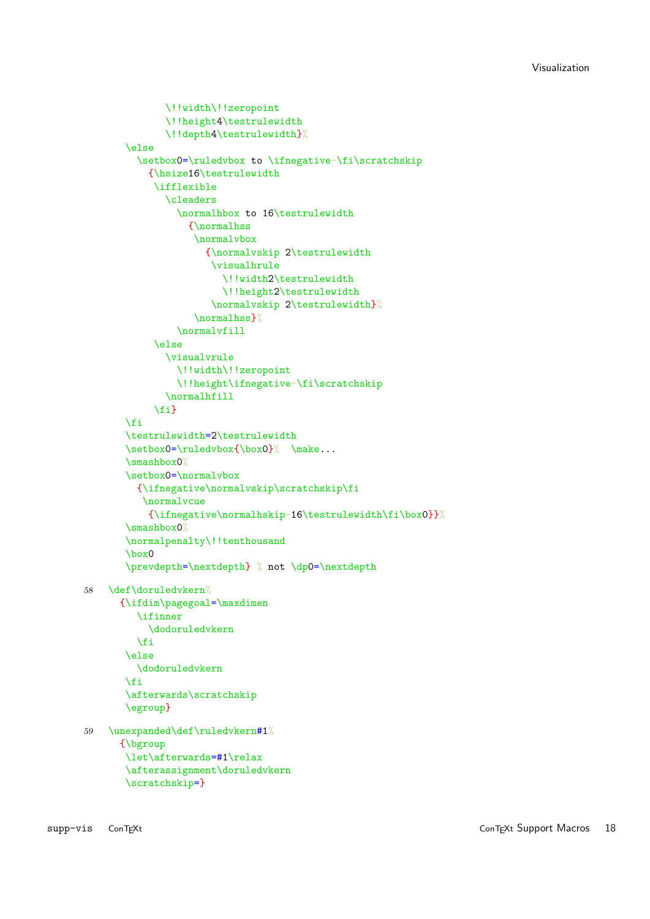```
          \!!width\!!zeropoint
          \!!height4\testrulewidth
          \!!depth4\testrulewidth}%
    \else
      \setbox0=\ruledvbox to \ifnegative-\fi\scratchskip
        {\hsize16\testrulewidth
         \ifflexible
           \cleaders
             \normalhbox to 16\testrulewidth
               {\normalhss
                \normalvbox
                  {\normalvskip 2\testrulewidth
                   \visualhrule
                     \!!width2\testrulewidth
                     \!!height2\testrulewidth
                   \normalvskip 2\testrulewidth}%
                \normalhss}%
             \normalvfill
         \else
           \visualvrule
             \!!width\!!zeropoint
             \!!height\ifnegative-\fi\scratchskip
           \normalhfill
         \fi}
    \fi
    \testrulewidth=2\testrulewidth
    \setbox0=\ruledvbox{\box0}%  \make...
    \smashbox0%
    \setbox0=\normalvbox
      {\ifnegative\normalvskip\scratchskip\fi
       \normalvcue
        {\ifnegative\normalhskip-16\testrulewidth\fi\box0}}%
    \smashbox0%
    \normalpenalty\!!tenthousand
    \box0
    \prevdepth=\nextdepth} % not \dp0=\nextdepth
```

58
```
\def\doruledvkern%
  {\ifdim\pagegoal=\maxdimen
     \ifinner
       \dodoruledvkern
     \fi
   \else
     \dodoruledvkern
   \fi
   \afterwards\scratchskip
   \egroup}
```

59
```
\unexpanded\def\ruledvkern#1%
  {\bgroup
   \let\afterwards=#1\relax
   \afterassignment\doruledvkern
   \scratchskip=}
```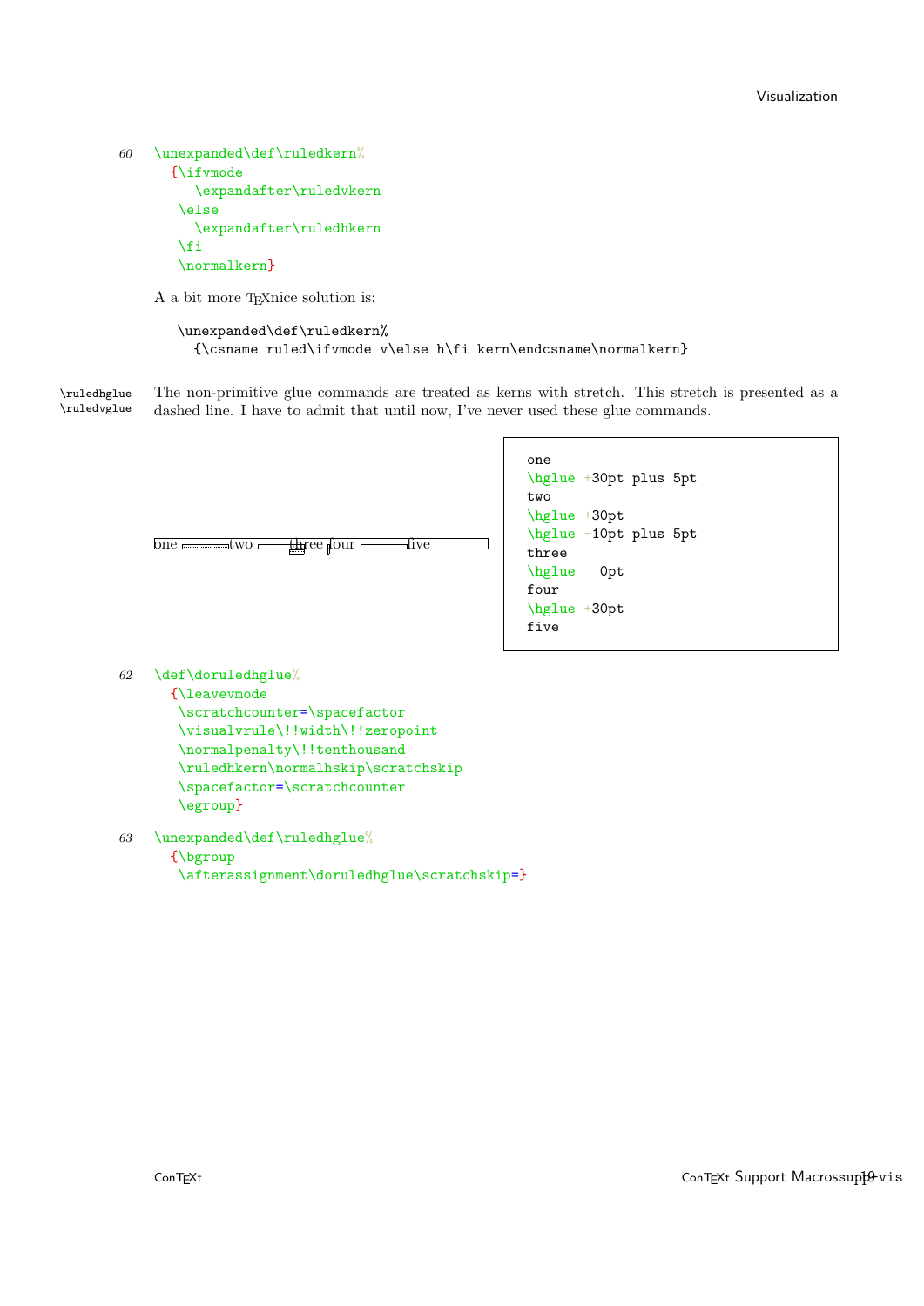60

```
\unexpanded\def\ruledkern%
  {\ifvmode
     \expandafter\ruledvkern
   \else
     \expandafter\ruledhkern
   \fi
   \normalkern}
```

A a bit more TEXnice solution is:

```
\unexpanded\def\ruledkern%
  {\csname ruled\ifvmode v\else h\fi kern\endcsname\normalkern}
```

\ruledhglue \ruledvglue

The non-primitive glue commands are treated as kerns with stretch. This stretch is presented as a dashed line. I have to admit that until now, I've never used these glue commands.

one two three four five

```
one
\hglue +30pt plus 5pt
two
\hglue +30pt
\hglue -10pt plus 5pt
three
\hglue   0pt
four
\hglue +30pt
five
```

62

```
\def\doruledhglue%
  {\leavevmode
   \scratchcounter=\spacefactor
   \visualvrule\!!width\!!zeropoint
   \normalpenalty\!!tenthousand
   \ruledhkern\normalhskip\scratchskip
   \spacefactor=\scratchcounter
   \egroup}
```

63

```
\unexpanded\def\ruledhglue%
  {\bgroup
   \afterassignment\doruledhglue\scratchskip=}
```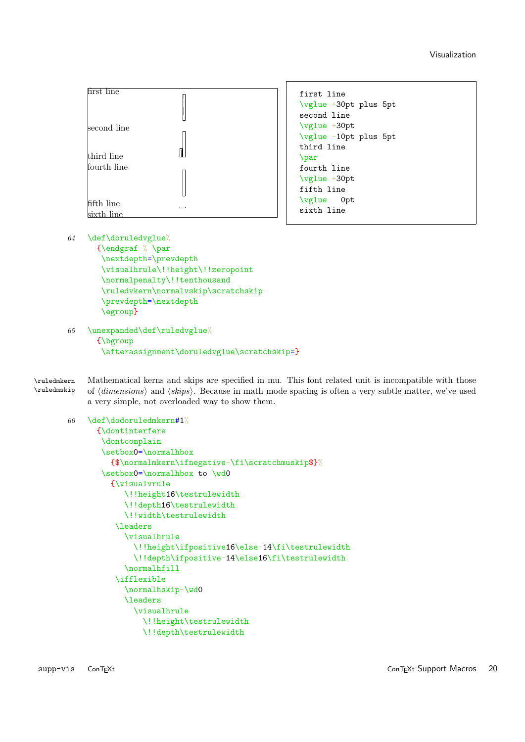first line
second line
third line
fourth line
fifth line
sixth line

```
first line
\vglue +30pt plus 5pt
second line
\vglue +30pt
\vglue -10pt plus 5pt
third line
\par
fourth line
\vglue +30pt
fifth line
\vglue   0pt
sixth line
```

64
```
\def\doruledvglue%
  {\endgraf % \par
   \nextdepth=\prevdepth
   \visualhrule\!!height\!!zeropoint
   \normalpenalty\!!tenthousand
   \ruledvkern\normalvskip\scratchskip
   \prevdepth=\nextdepth
   \egroup}
```

65
```
\unexpanded\def\ruledvglue%
  {\bgroup
   \afterassignment\doruledvglue\scratchskip=}
```

\ruledmkern
\ruledmskip

Mathematical kerns and skips are specified in mu. This font related unit is incompatible with those of ⟨*dimensions*⟩ and ⟨*skips*⟩. Because in math mode spacing is often a very subtle matter, we've used a very simple, not overloaded way to show them.

66
```
\def\dodoruledmkern#1%
  {\dontinterfere
   \dontcomplain
   \setbox0=\normalhbox
     {$\normalmkern\ifnegative-\fi\scratchmuskip$}%
   \setbox0=\normalhbox to \wd0
     {\visualvrule
        \!!height16\testrulewidth
        \!!depth16\testrulewidth
        \!!width\testrulewidth
      \leaders
        \visualhrule
          \!!height\ifpositive16\else-14\fi\testrulewidth
          \!!depth\ifpositive-14\else16\fi\testrulewidth
        \normalhfill
      \ifflexible
        \normalhskip-\wd0
        \leaders
          \visualhrule
            \!!height\testrulewidth
            \!!depth\testrulewidth
```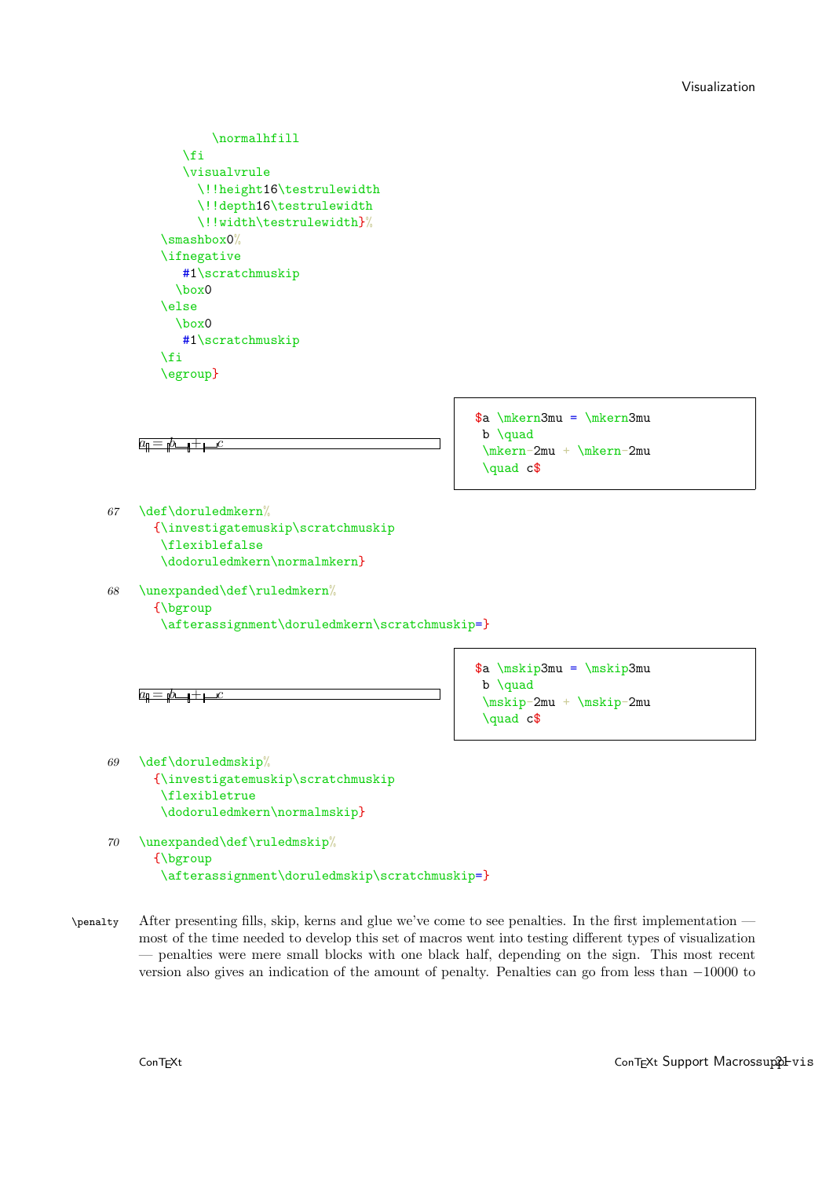```
        \normalhfill
    \fi
    \visualvrule
      \!!height16\testrulewidth
      \!!depth16\testrulewidth
      \!!width\testrulewidth}%
  \smashbox0%
  \ifnegative
    #1\scratchmuskip
   \box0
  \else
   \box0
    #1\scratchmuskip
  \fi
  \egroup}
```

$a = b + c$

```
$a \mkern3mu = \mkern3mu
 b \quad
 \mkern-2mu + \mkern-2mu
 \quad c$
```

*67*

```
\def\doruledmkern%
  {\investigatemuskip\scratchmuskip
   \flexiblefalse
   \dodoruledmkern\normalmkern}
```

*68*

```
\unexpanded\def\ruledmkern%
  {\bgroup
   \afterassignment\doruledmkern\scratchmuskip=}
```

$a = b + c$

```
$a \mskip3mu = \mskip3mu
 b \quad
 \mskip-2mu + \mskip-2mu
 \quad c$
```

*69*

```
\def\doruledmskip%
  {\investigatemuskip\scratchmuskip
   \flexibletrue
   \dodoruledmkern\normalmskip}
```

*70*

```
\unexpanded\def\ruledmskip%
  {\bgroup
   \afterassignment\doruledmskip\scratchmuskip=}
```

`\penalty` After presenting fills, skip, kerns and glue we've come to see penalties. In the first implementation — most of the time needed to develop this set of macros went into testing different types of visualization — penalties were mere small blocks with one black half, depending on the sign. This most recent version also gives an indication of the amount of penalty. Penalties can go from less than −10000 to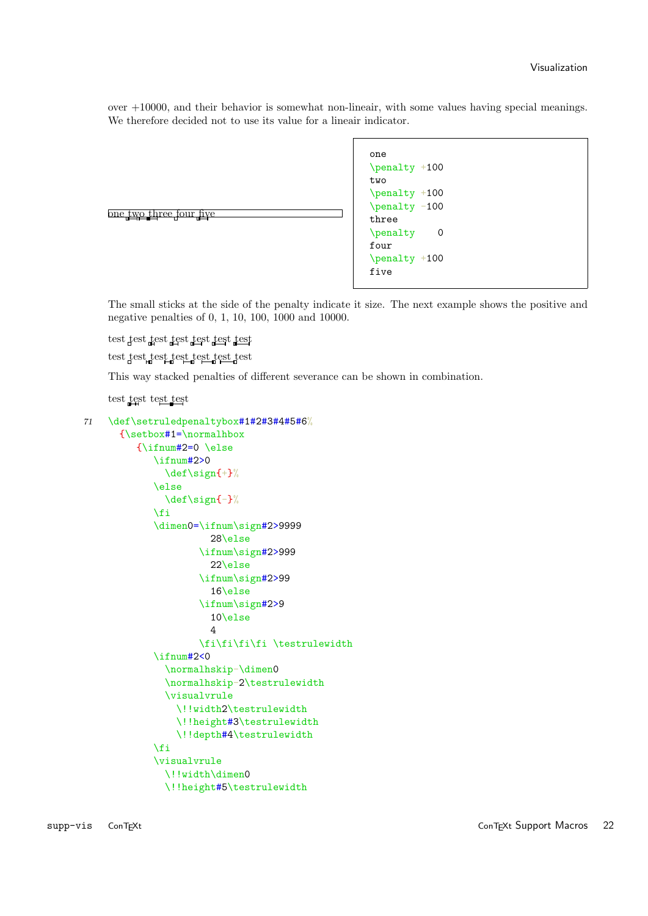over +10000, and their behavior is somewhat non-lineair, with some values having special meanings. We therefore decided not to use its value for a lineair indicator.

one two three four five

```
one
\penalty +100
two
\penalty +100
\penalty -100
three
\penalty    0
four
\penalty +100
five
```

The small sticks at the side of the penalty indicate it size. The next example shows the positive and negative penalties of 0, 1, 10, 100, 1000 and 10000.

test test test test test test test

test test test test test test test

This way stacked penalties of different severance can be shown in combination.

test test test test

```
71  \def\setruledpenaltybox#1#2#3#4#5#6%
      {\setbox#1=\normalhbox
         {\ifnum#2=0 \else
            \ifnum#2>0
              \def\sign{+}%
            \else
              \def\sign{-}%
            \fi
            \dimen0=\ifnum\sign#2>9999
                      28\else
                    \ifnum\sign#2>999
                      22\else
                    \ifnum\sign#2>99
                      16\else
                    \ifnum\sign#2>9
                      10\else
                      4
                    \fi\fi\fi\fi \testrulewidth
            \ifnum#2<0
              \normalhskip-\dimen0
              \normalhskip-2\testrulewidth
              \visualvrule
                \!!width2\testrulewidth
                \!!height#3\testrulewidth
                \!!depth#4\testrulewidth
            \fi
            \visualvrule
              \!!width\dimen0
              \!!height#5\testrulewidth
```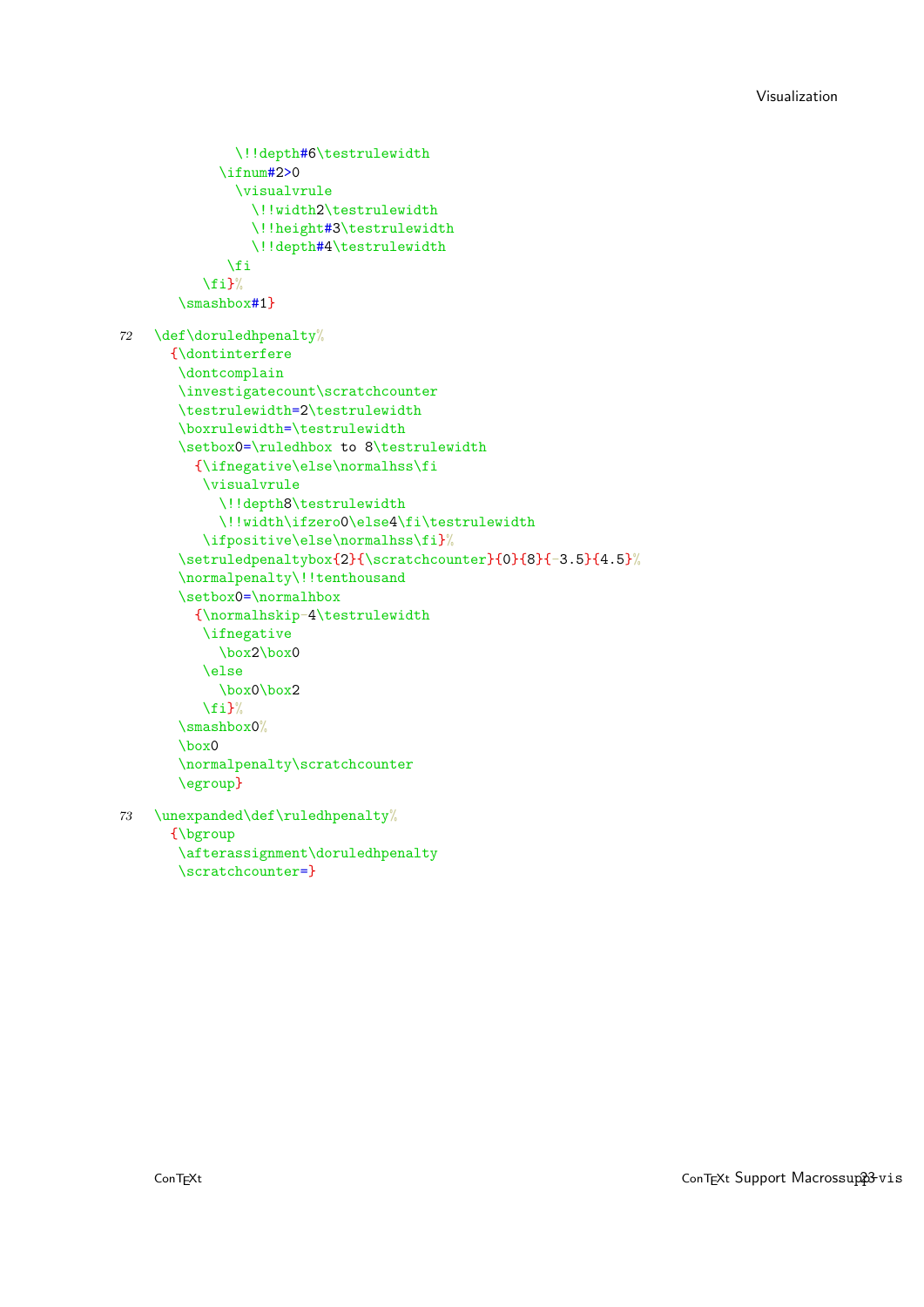```
        \!!depth#6\testrulewidth
      \ifnum#2>0
        \visualvrule
          \!!width2\testrulewidth
          \!!height#3\testrulewidth
          \!!depth#4\testrulewidth
      \fi
    \fi}%
  \smashbox#1}
```

72

```
\def\doruledhpenalty%
  {\dontinterfere
   \dontcomplain
   \investigatecount\scratchcounter
   \testrulewidth=2\testrulewidth
   \boxrulewidth=\testrulewidth
   \setbox0=\ruledhbox to 8\testrulewidth
     {\ifnegative\else\normalhss\fi
      \visualvrule
        \!!depth8\testrulewidth
        \!!width\ifzero0\else4\fi\testrulewidth
      \ifpositive\else\normalhss\fi}%
   \setruledpenaltybox{2}{\scratchcounter}{0}{8}{-3.5}{4.5}%
   \normalpenalty\!!tenthousand
   \setbox0=\normalhbox
     {\normalhskip-4\testrulewidth
      \ifnegative
        \box2\box0
      \else
        \box0\box2
      \fi}%
   \smashbox0%
   \box0
   \normalpenalty\scratchcounter
   \egroup}
```

73

```
\unexpanded\def\ruledhpenalty%
  {\bgroup
   \afterassignment\doruledhpenalty
   \scratchcounter=}
```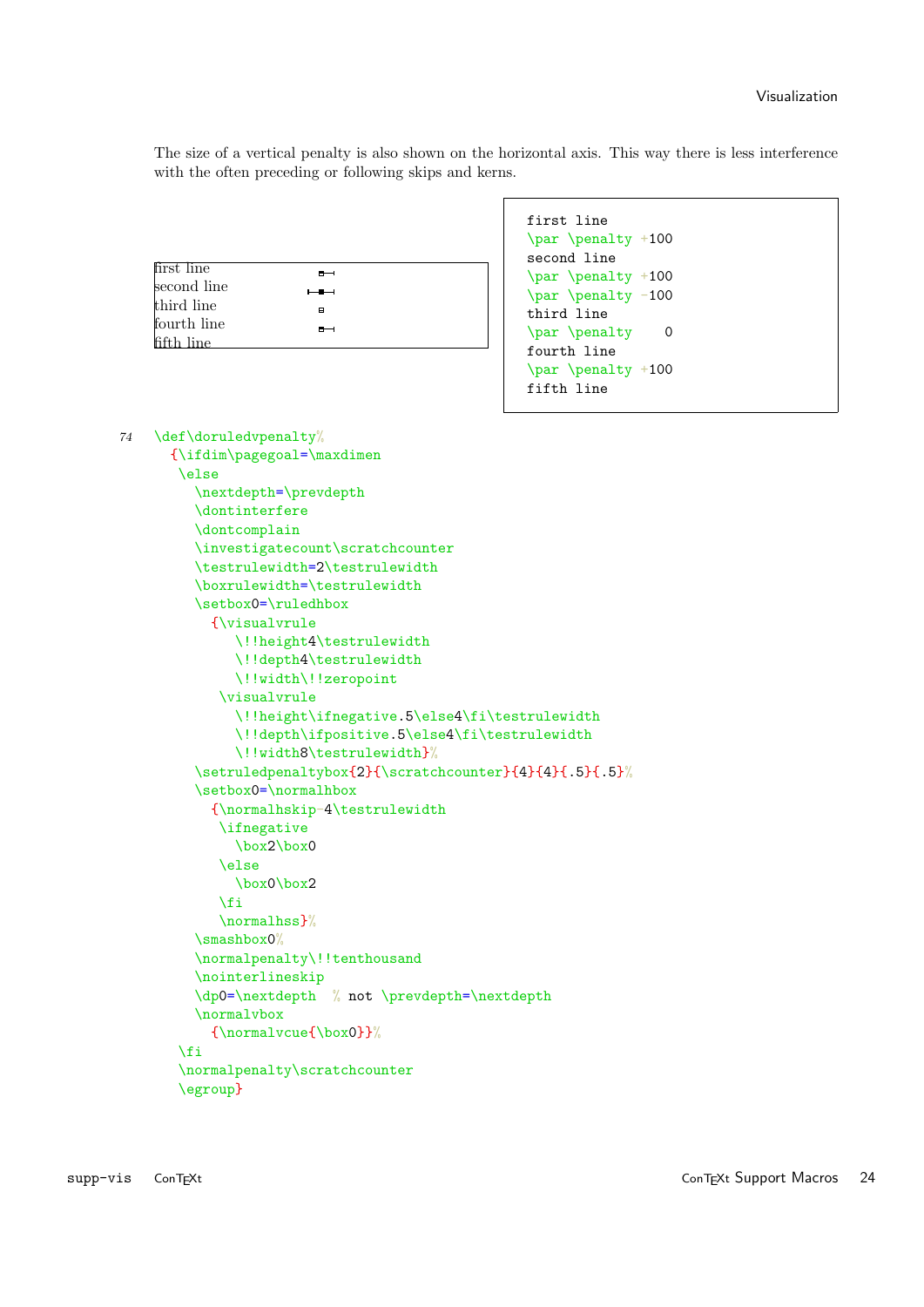The size of a vertical penalty is also shown on the horizontal axis. This way there is less interference with the often preceding or following skips and kerns.

first line
second line
third line
fourth line
fifth line

```
first line
\par \penalty +100
second line
\par \penalty +100
\par \penalty -100
third line
\par \penalty    0
fourth line
\par \penalty +100
fifth line
```

```
74 \def\doruledvpenalty%
     {\ifdim\pagegoal=\maxdimen
      \else
        \nextdepth=\prevdepth
        \dontinterfere
        \dontcomplain
        \investigatecount\scratchcounter
        \testrulewidth=2\testrulewidth
        \boxrulewidth=\testrulewidth
        \setbox0=\ruledhbox
          {\visualvrule
             \!!height4\testrulewidth
             \!!depth4\testrulewidth
             \!!width\!!zeropoint
           \visualvrule
             \!!height\ifnegative.5\else4\fi\testrulewidth
             \!!depth\ifpositive.5\else4\fi\testrulewidth
             \!!width8\testrulewidth}%
        \setruledpenaltybox{2}{\scratchcounter}{4}{4}{.5}{.5}%
        \setbox0=\normalhbox
          {\normalhskip-4\testrulewidth
           \ifnegative
             \box2\box0
           \else
             \box0\box2
           \fi
           \normalhss}%
        \smashbox0%
        \normalpenalty\!!tenthousand
        \nointerlineskip
        \dp0=\nextdepth  % not \prevdepth=\nextdepth
        \normalvbox
          {\normalvcue{\box0}}%
      \fi
      \normalpenalty\scratchcounter
      \egroup}
```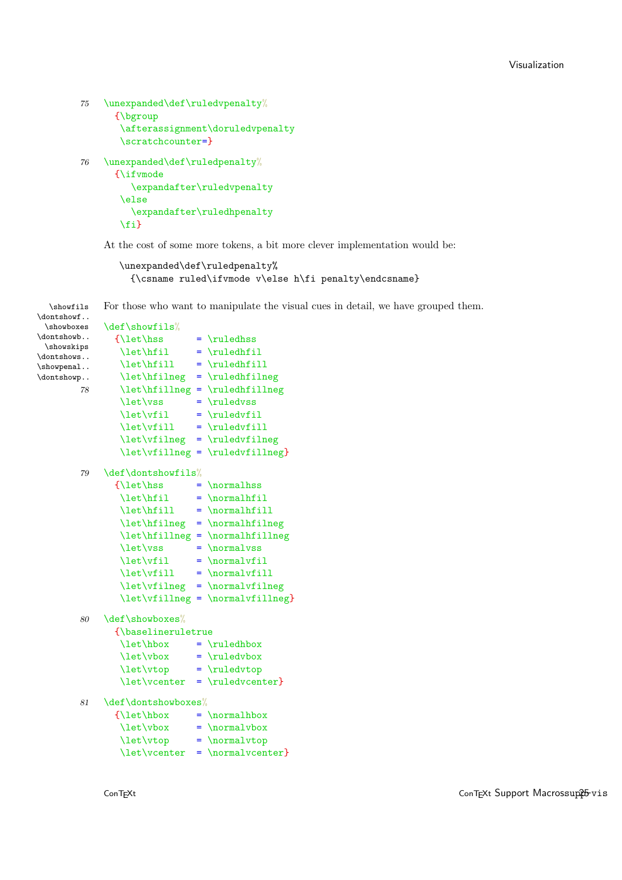75
```
\unexpanded\def\ruledvpenalty%
  {\bgroup
   \afterassignment\doruledvpenalty
   \scratchcounter=}
```

76
```
\unexpanded\def\ruledpenalty%
  {\ifvmode
     \expandafter\ruledvpenalty
   \else
     \expandafter\ruledhpenalty
   \fi}
```

At the cost of some more tokens, a bit more clever implementation would be:

```
\unexpanded\def\ruledpenalty%
  {\csname ruled\ifvmode v\else h\fi penalty\endcsname}
```

\showfils \dontshowf.. \showboxes \dontshowb.. \showskips \dontshows.. \showpenal.. \dontshowp..

For those who want to manipulate the visual cues in detail, we have grouped them.

```
\def\showfils%
  {\let\hss      = \ruledhss
   \let\hfil     = \ruledhfil
   \let\hfill    = \ruledhfill
   \let\hfilneg  = \ruledhfilneg
   \let\hfillneg = \ruledhfillneg
   \let\vss      = \ruledvss
   \let\vfil     = \ruledvfil
   \let\vfill    = \ruledvfill
   \let\vfilneg  = \ruledvfilneg
   \let\vfillneg = \ruledvfillneg}
```

79
```
\def\dontshowfils%
  {\let\hss      = \normalhss
   \let\hfil     = \normalhfil
   \let\hfill    = \normalhfill
   \let\hfilneg  = \normalhfilneg
   \let\hfillneg = \normalhfillneg
   \let\vss      = \normalvss
   \let\vfil     = \normalvfil
   \let\vfill    = \normalvfill
   \let\vfilneg  = \normalvfilneg
   \let\vfillneg = \normalvfillneg}
```

80
```
\def\showboxes%
  {\baselineruletrue
   \let\hbox     = \ruledhbox
   \let\vbox     = \ruledvbox
   \let\vtop     = \ruledvtop
   \let\vcenter  = \ruledvcenter}
```

81
```
\def\dontshowboxes%
  {\let\hbox     = \normalhbox
   \let\vbox     = \normalvbox
   \let\vtop     = \normalvtop
   \let\vcenter  = \normalvcenter}
```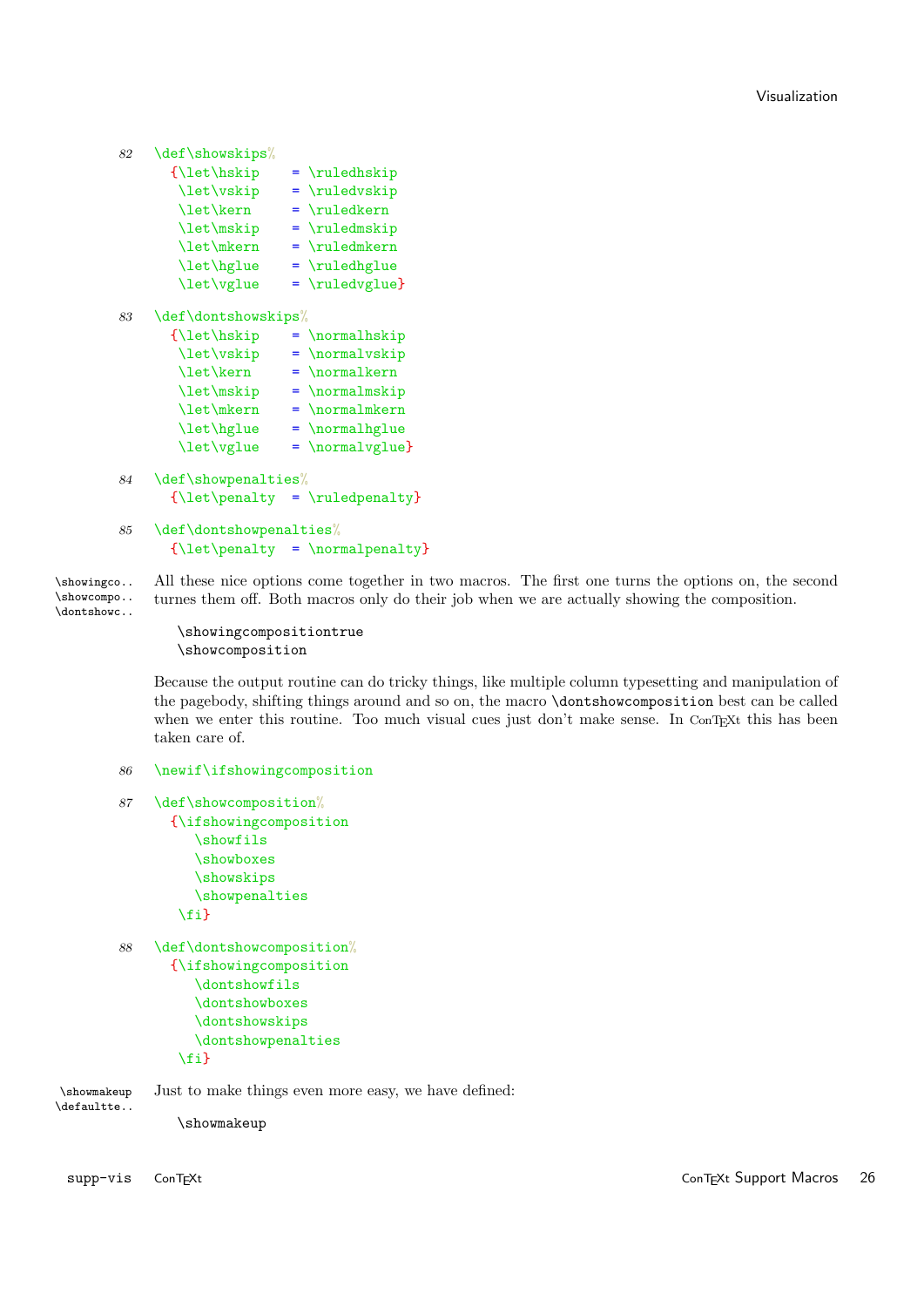82
```
\def\showskips%
  {\let\hskip    = \ruledhskip
   \let\vskip    = \ruledvskip
   \let\kern     = \ruledkern
   \let\mskip    = \ruledmskip
   \let\mkern    = \ruledmkern
   \let\hglue    = \ruledhglue
   \let\vglue    = \ruledvglue}
```

83
```
\def\dontshowskips%
  {\let\hskip    = \normalhskip
   \let\vskip    = \normalvskip
   \let\kern     = \normalkern
   \let\mskip    = \normalmskip
   \let\mkern    = \normalmkern
   \let\hglue    = \normalhglue
   \let\vglue    = \normalvglue}
```

84
```
\def\showpenalties%
  {\let\penalty  = \ruledpenalty}
```

85
```
\def\dontshowpenalties%
  {\let\penalty  = \normalpenalty}
```

\showingco.. \showcompo.. \dontshowc..

All these nice options come together in two macros. The first one turns the options on, the second turnes them off. Both macros only do their job when we are actually showing the composition.

```
\showingcompositiontrue
\showcomposition
```

Because the output routine can do tricky things, like multiple column typesetting and manipulation of the pagebody, shifting things around and so on, the macro `\dontshowcomposition` best can be called when we enter this routine. Too much visual cues just don't make sense. In ConTEXt this has been taken care of.

86
```
\newif\ifshowingcomposition
```

87
```
\def\showcomposition%
  {\ifshowingcomposition
     \showfils
     \showboxes
     \showskips
     \showpenalties
   \fi}
```

88
```
\def\dontshowcomposition%
  {\ifshowingcomposition
     \dontshowfils
     \dontshowboxes
     \dontshowskips
     \dontshowpenalties
   \fi}
```

\showmakeup \defaultte..

Just to make things even more easy, we have defined:

```
\showmakeup
```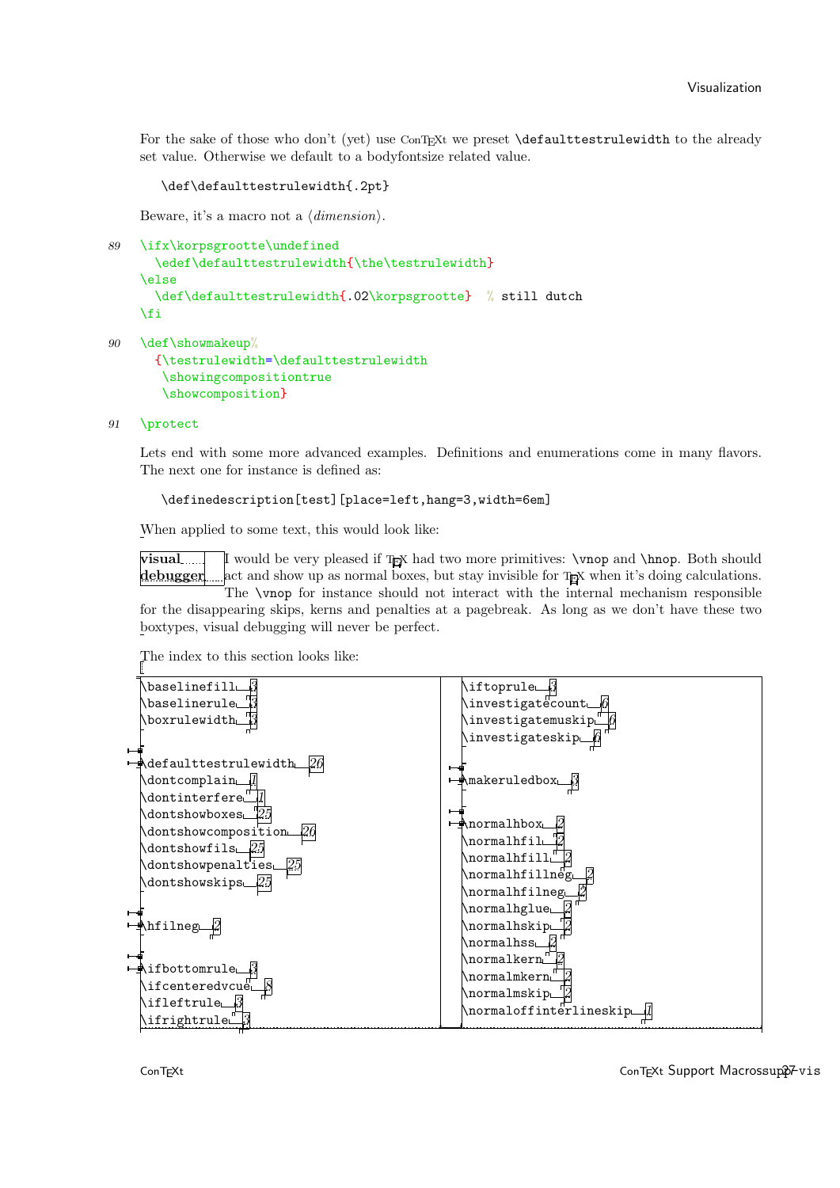For the sake of those who don't (yet) use ConTEXt we preset `\defaulttestrulewidth` to the already set value. Otherwise we default to a bodyfontsize related value.

```
\def\defaulttestrulewidth{.2pt}
```

Beware, it's a macro not a ⟨*dimension*⟩.

```
89  \ifx\korpsgrootte\undefined
      \edef\defaulttestrulewidth{\the\testrulewidth}
    \else
      \def\defaulttestrulewidth{.02\korpsgrootte}  % still dutch
    \fi

90  \def\showmakeup%
      {\testrulewidth=\defaulttestrulewidth
       \showingcompositiontrue
       \showcomposition}

91  \protect
```

Lets end with some more advanced examples. Definitions and enumerations come in many flavors. The next one for instance is defined as:

```
\definedescription[test][place=left,hang=3,width=6em]
```

When applied to some text, this would look like:

**visual debugger** I would be very pleased if TEX had two more primitives: `\vnop` and `\hnop`. Both should act and show up as normal boxes, but stay invisible for TEX when it's doing calculations. The `\vnop` for instance should not interact with the internal mechanism responsible for the disappearing skips, kerns and penalties at a pagebreak. As long as we don't have these two boxtypes, visual debugging will never be perfect.

The index to this section looks like:

\baselinefill 3
\baselinerule 3
\boxrulewidth 3

\defaulttestrulewidth 26
\dontcomplain 1
\dontinterfere 1
\dontshowboxes 25
\dontshowcomposition 26
\dontshowfils 25
\dontshowpenalties 25
\dontshowskips 25

\hfilneg 2

\ifbottomrule 3
\ifcenteredvcue 8
\iflefttrule 3
\ifrightrule 3

\iftoprule 3
\investigatecount 6
\investigatemuskip 6
\investigateskip 6

\makeruledbox 3

\normalhbox 2
\normalhfil 2
\normalhfill 2
\normalhfillneg 2
\normalhfilneg 2
\normalhglue 2
\normalhskip 2
\normalhss 2
\normalkern 2
\normalmkern 2
\normalmskip 2
\normaloffinterlineskip 1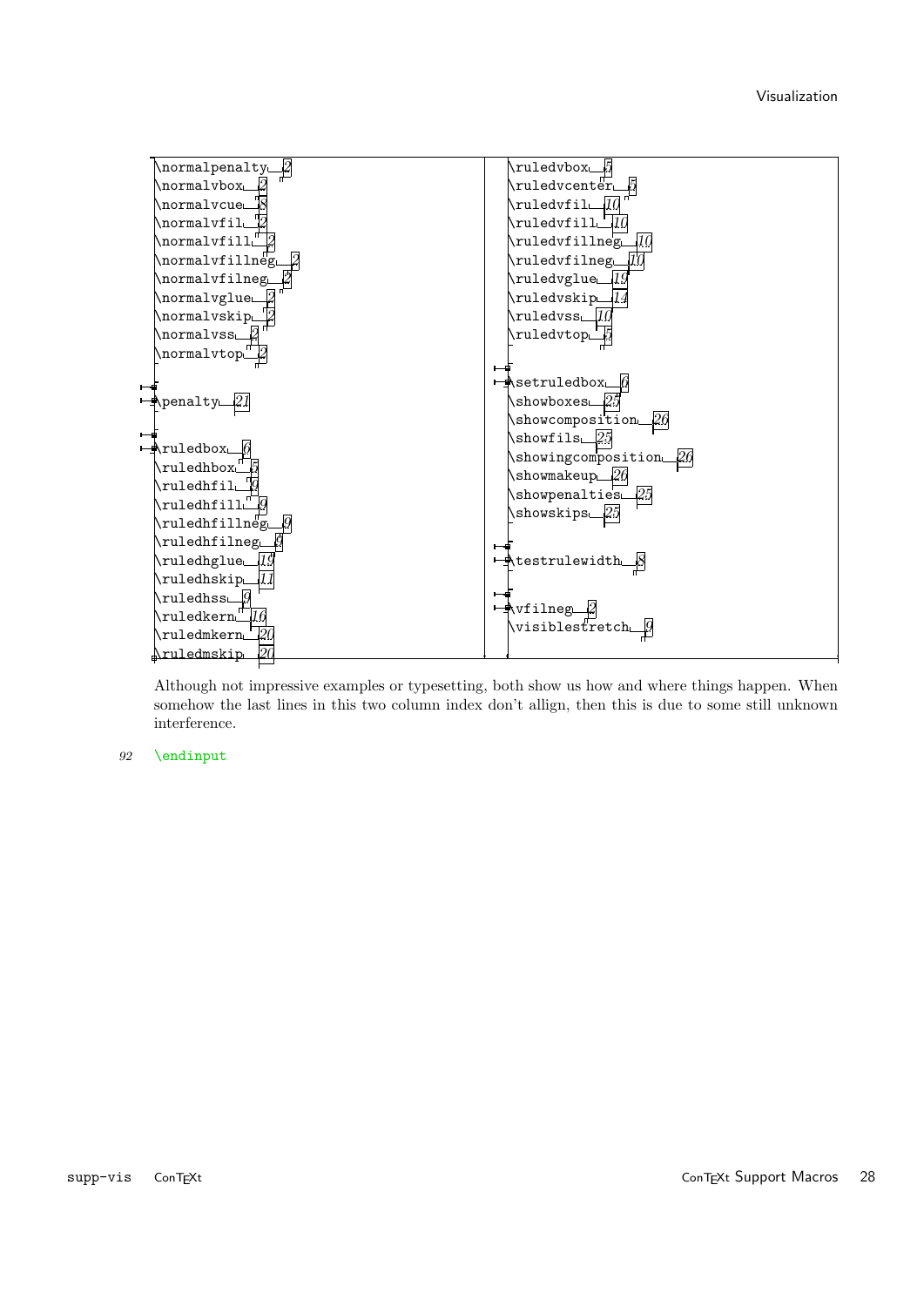\normalpenalty 2
\normalvbox 2
\normalvcue 8
\normalvfil 2
\normalvfill 2
\normalvfillneg 2
\normalvfilneg 2
\normalvglue 2
\normalvskip 2
\normalvss 2
\normalvtop 2

\penalty 21

\ruledbox 6
\ruledhbox 5
\ruledhfil 9
\ruledhfill 9
\ruledhfillneg 9
\ruledhfilneg 9
\ruledhglue 19
\ruledhskip 11
\ruledhss 9
\ruledkern 16
\ruledmkern 20
\ruledmskip 20
\ruledvbox 5
\ruledvcenter 5
\ruledvfil 10
\ruledvfill 10
\ruledvfillneg 10
\ruledvfilneg 10
\ruledvglue 19
\ruledvskip 14
\ruledvss 10
\ruledvtop 5

\setruledbox 6
\showboxes 25
\showcomposition 26
\showfils 25
\showingcomposition 26
\showmakeup 26
\showpenalties 25
\showskips 25

\testrulewidth 8

\vfilneg 2
\visiblestretch 9

Although not impressive examples or typesetting, both show us how and where things happen. When somehow the last lines in this two column index don't allign, then this is due to some still unknown interference.

```
92   \endinput
```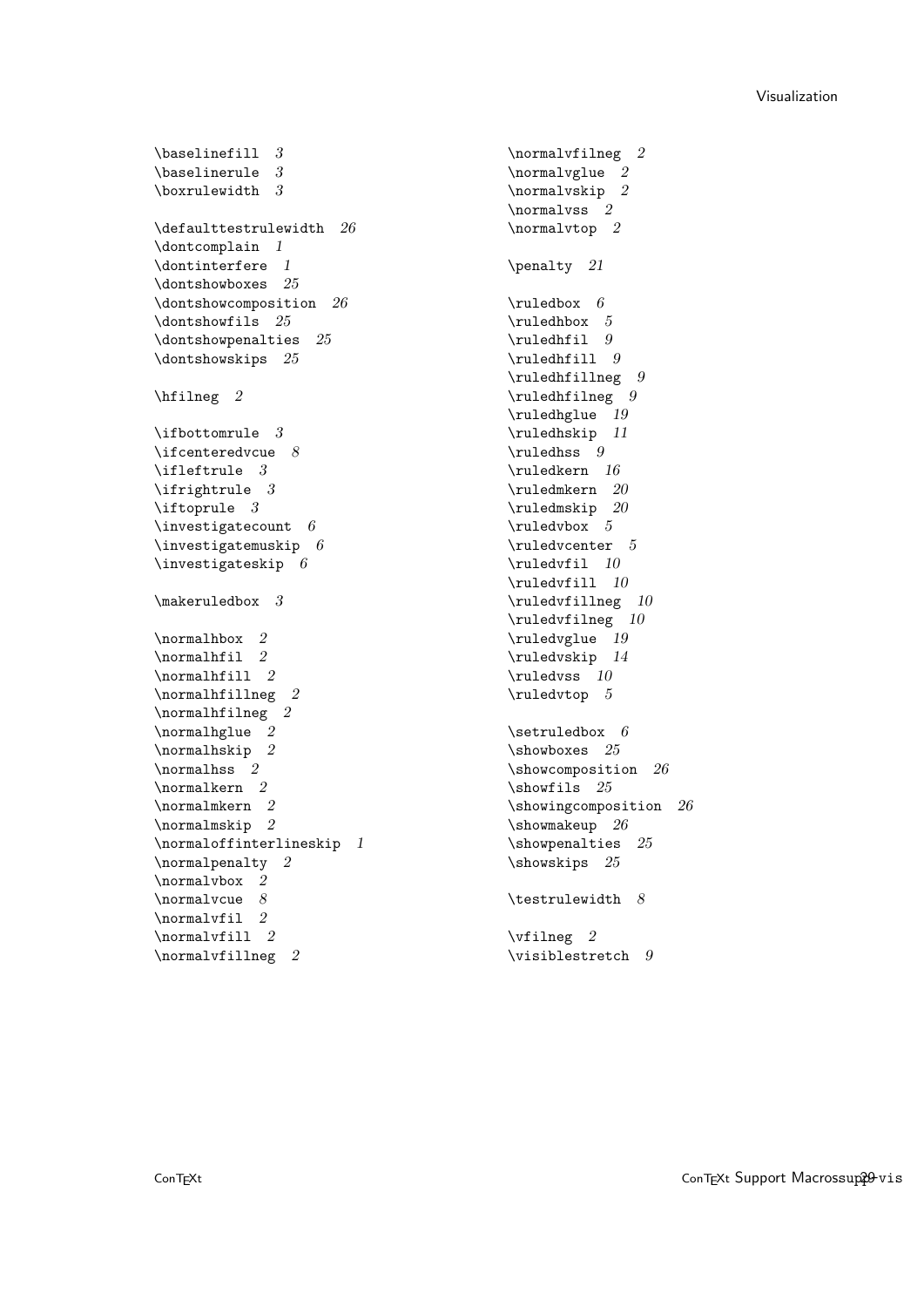\baselinefill *3*
\baselinerule *3*
\boxrulewidth *3*

\defaulttestrulewidth *26*
\dontcomplain *1*
\dontinterfere *1*
\dontshowboxes *25*
\dontshowcomposition *26*
\dontshowfils *25*
\dontshowpenalties *25*
\dontshowskips *25*

\hfilneg *2*

\ifbottomrule *3*
\ifcenteredvcue *8*
\ifleftrule *3*
\ifrightrule *3*
\iftoprule *3*
\investigatecount *6*
\investigatemuskip *6*
\investigateskip *6*

\makeruledbox *3*

\normalhbox *2*
\normalhfil *2*
\normalhfill *2*
\normalhfillneg *2*
\normalhfilneg *2*
\normalhglue *2*
\normalhskip *2*
\normalhss *2*
\normalkern *2*
\normalmkern *2*
\normalmskip *2*
\normaloffinterlineskip *1*
\normalpenalty *2*
\normalvbox *2*
\normalvcue *8*
\normalvfil *2*
\normalvfill *2*
\normalvfillneg *2*
\normalvfilneg *2*
\normalvglue *2*
\normalvskip *2*
\normalvss *2*
\normalvtop *2*

\penalty *21*

\ruledbox *6*
\ruledhbox *5*
\ruledhfil *9*
\ruledhfill *9*
\ruledhfillneg *9*
\ruledhfilneg *9*
\ruledhglue *19*
\ruledhskip *11*
\ruledhss *9*
\ruledkern *16*
\ruledmkern *20*
\ruledmskip *20*
\ruledvbox *5*
\ruledvcenter *5*
\ruledvfil *10*
\ruledvfill *10*
\ruledvfillneg *10*
\ruledvfilneg *10*
\ruledvglue *19*
\ruledvskip *14*
\ruledvss *10*
\ruledvtop *5*

\setruledbox *6*
\showboxes *25*
\showcomposition *26*
\showfils *25*
\showingcomposition *26*
\showmakeup *26*
\showpenalties *25*
\showskips *25*

\testrulewidth *8*

\vfilneg *2*
\visiblestretch *9*